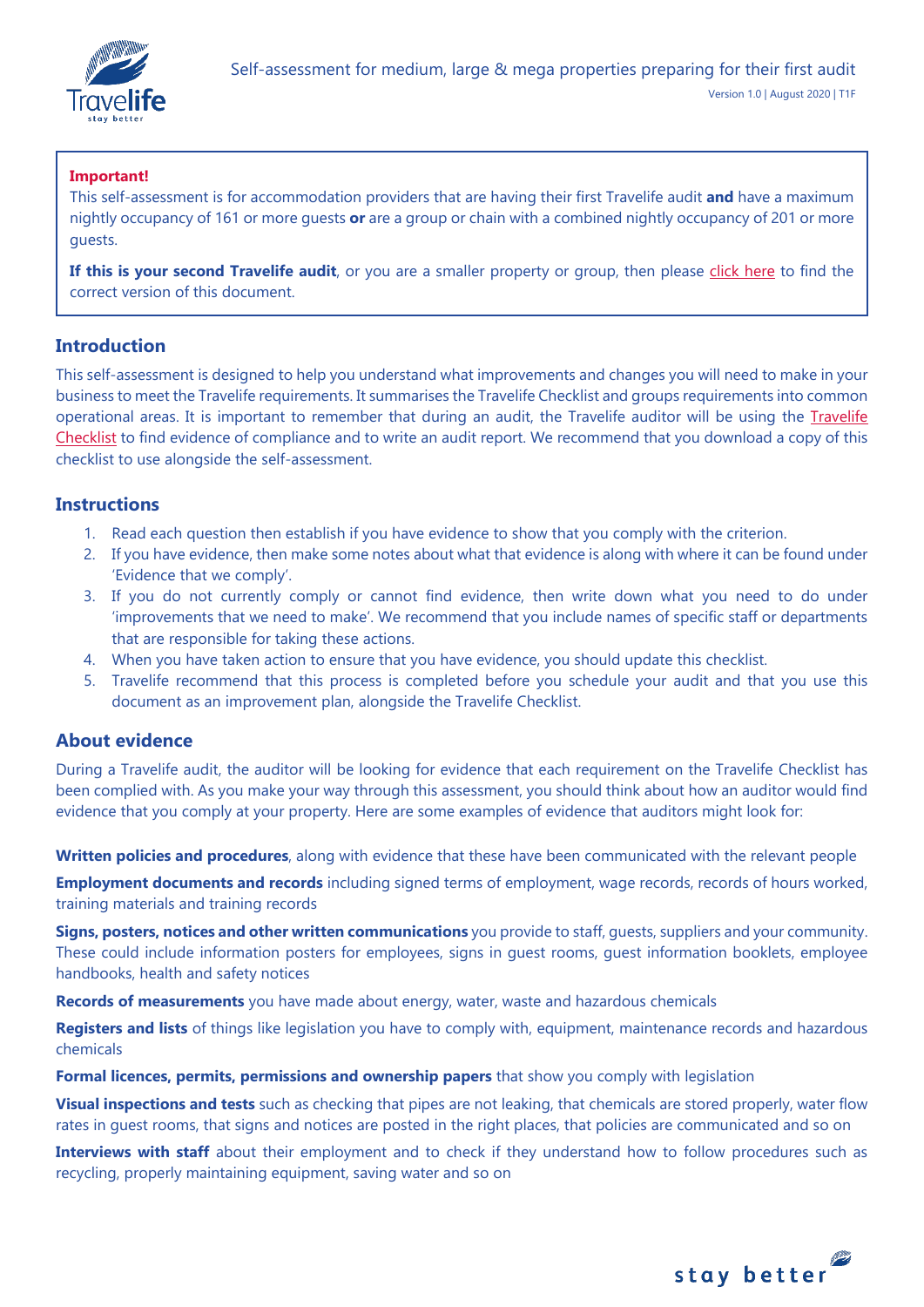**Important!**

This self-assessment is for accommodation providers that are having their first Travelife audit **and** have a maximum nightly occupancy of 161 or more guests **or** are a group or chain with a combined nightly occupancy of 201 or more guests.

**If this is your second Travelife audit**, or you are a smaller property or group, then please click here to find the correct version of this document.

## Introduction

This self-assessment is designed to help you understand what improvements and changes you will need to make in your business to meet the Travelife requirements. It summarises the Travelife Checklist and groups requirements into common operational areas. It is important to remember that during an audit, the Travelife auditor will be using the Travelife Checklist to find evidence of compliance and to write an audit report. We recommend that you download a copy of this checklist to use alongside the self-assessment.

## Instructions

1. Read each question then establish if you have evidence to show that you comply with the criterion.
2. If you have evidence, then make some notes about what that evidence is along with where it can be found under 'Evidence that we comply'.
3. If you do not currently comply or cannot find evidence, then write down what you need to do under 'improvements that we need to make'. We recommend that you include names of specific staff or departments that are responsible for taking these actions.
4. When you have taken action to ensure that you have evidence, you should update this checklist.
5. Travelife recommend that this process is completed before you schedule your audit and that you use this document as an improvement plan, alongside the Travelife Checklist.

## About evidence

During a Travelife audit, the auditor will be looking for evidence that each requirement on the Travelife Checklist has been complied with. As you make your way through this assessment, you should think about how an auditor would find evidence that you comply at your property. Here are some examples of evidence that auditors might look for:

**Written policies and procedures**, along with evidence that these have been communicated with the relevant people

**Employment documents and records** including signed terms of employment, wage records, records of hours worked, training materials and training records

**Signs, posters, notices and other written communications** you provide to staff, guests, suppliers and your community. These could include information posters for employees, signs in guest rooms, guest information booklets, employee handbooks, health and safety notices

**Records of measurements** you have made about energy, water, waste and hazardous chemicals

**Registers and lists** of things like legislation you have to comply with, equipment, maintenance records and hazardous chemicals

**Formal licences, permits, permissions and ownership papers** that show you comply with legislation

**Visual inspections and tests** such as checking that pipes are not leaking, that chemicals are stored properly, water flow rates in guest rooms, that signs and notices are posted in the right places, that policies are communicated and so on

**Interviews with staff** about their employment and to check if they understand how to follow procedures such as recycling, properly maintaining equipment, saving water and so on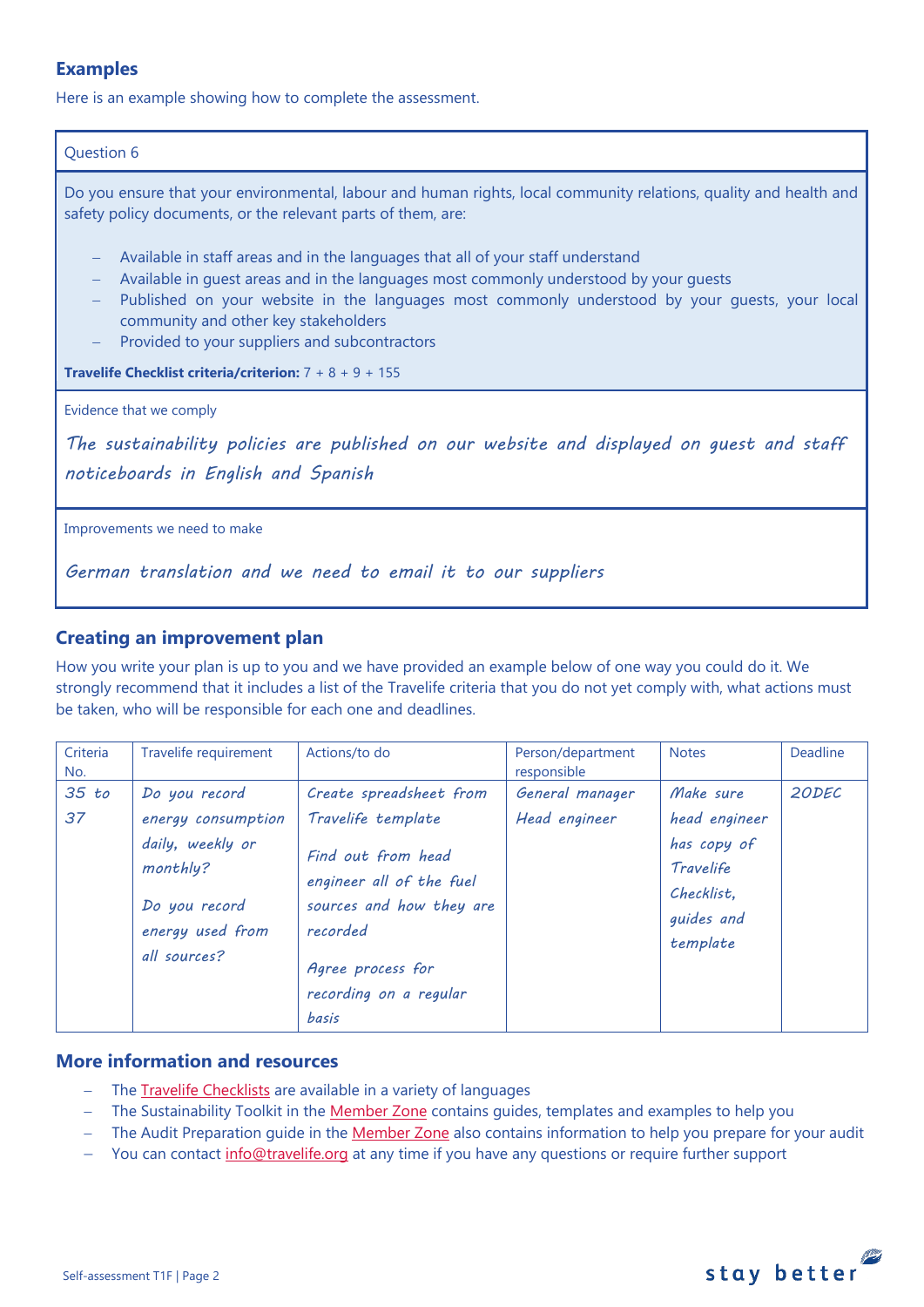## Examples

Here is an example showing how to complete the assessment.

Question 6

Do you ensure that your environmental, labour and human rights, local community relations, quality and health and safety policy documents, or the relevant parts of them, are:

- Available in staff areas and in the languages that all of your staff understand
- Available in guest areas and in the languages most commonly understood by your guests
- Published on your website in the languages most commonly understood by your guests, your local community and other key stakeholders
- Provided to your suppliers and subcontractors

**Travelife Checklist criteria/criterion:** 7 + 8 + 9 + 155

Evidence that we comply

*The sustainability policies are published on our website and displayed on guest and staff noticeboards in English and Spanish*

Improvements we need to make

*German translation and we need to email it to our suppliers*

## Creating an improvement plan

How you write your plan is up to you and we have provided an example below of one way you could do it. We strongly recommend that it includes a list of the Travelife criteria that you do not yet comply with, what actions must be taken, who will be responsible for each one and deadlines.

| Criteria No. | Travelife requirement | Actions/to do | Person/department responsible | Notes | Deadline |
|---|---|---|---|---|---|
| *35 to 37* | *Do you record energy consumption daily, weekly or monthly?*<br><br>*Do you record energy used from all sources?* | *Create spreadsheet from Travelife template*<br><br>*Find out from head engineer all of the fuel sources and how they are recorded*<br><br>*Agree process for recording on a regular basis* | *General manager*<br>*Head engineer* | *Make sure head engineer has copy of Travelife Checklist, guides and template* | *20DEC* |

## More information and resources

- The Travelife Checklists are available in a variety of languages
- The Sustainability Toolkit in the Member Zone contains guides, templates and examples to help you
- The Audit Preparation guide in the Member Zone also contains information to help you prepare for your audit
- You can contact info@travelife.org at any time if you have any questions or require further support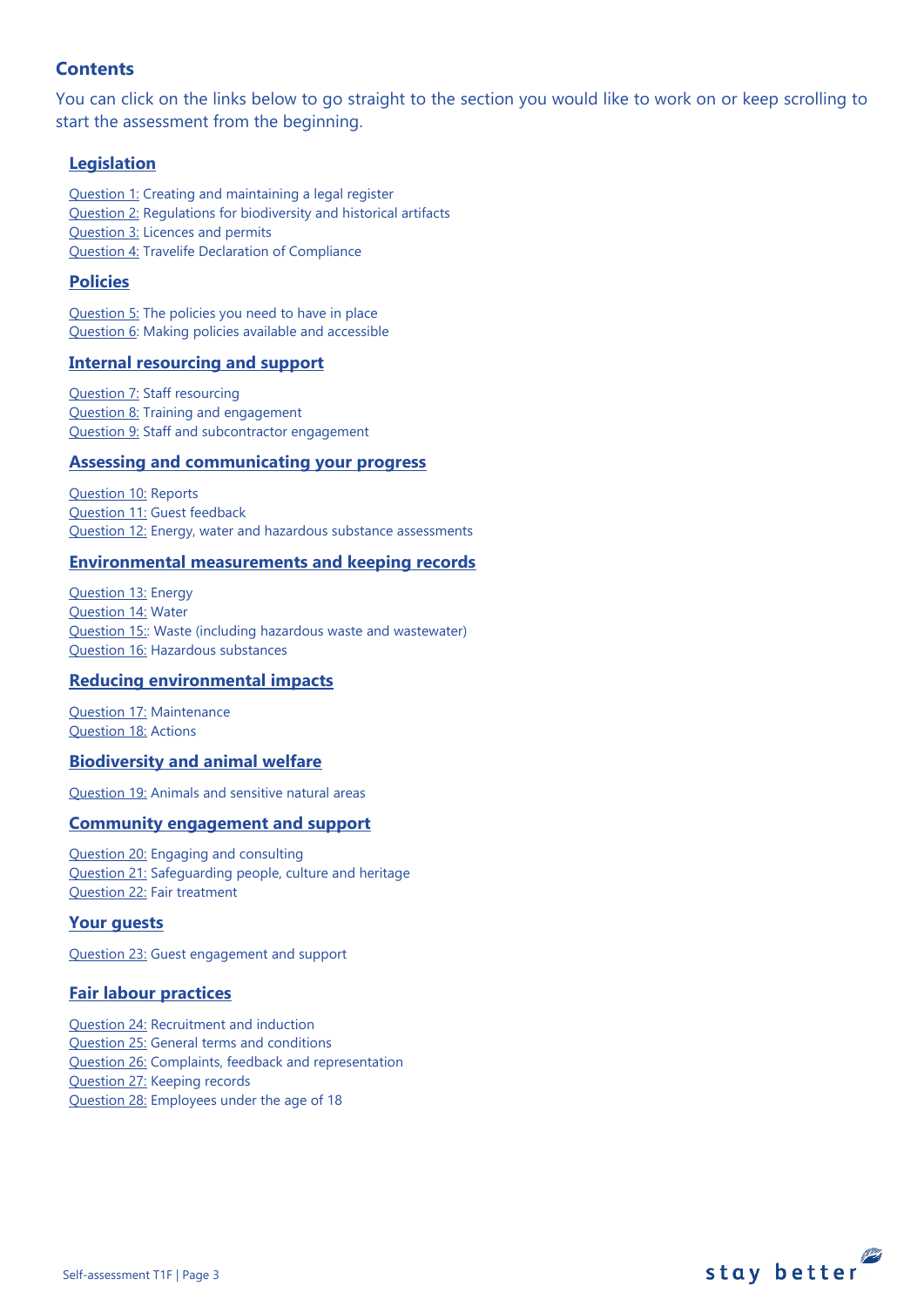## Contents

You can click on the links below to go straight to the section you would like to work on or keep scrolling to start the assessment from the beginning.

### Legislation

Question 1: Creating and maintaining a legal register
Question 2: Regulations for biodiversity and historical artifacts
Question 3: Licences and permits
Question 4: Travelife Declaration of Compliance

### Policies

Question 5: The policies you need to have in place
Question 6: Making policies available and accessible

### Internal resourcing and support

Question 7: Staff resourcing
Question 8: Training and engagement
Question 9: Staff and subcontractor engagement

### Assessing and communicating your progress

Question 10: Reports
Question 11: Guest feedback
Question 12: Energy, water and hazardous substance assessments

### Environmental measurements and keeping records

Question 13: Energy
Question 14: Water
Question 15:: Waste (including hazardous waste and wastewater)
Question 16: Hazardous substances

### Reducing environmental impacts

Question 17: Maintenance
Question 18: Actions

### Biodiversity and animal welfare

Question 19: Animals and sensitive natural areas

### Community engagement and support

Question 20: Engaging and consulting
Question 21: Safeguarding people, culture and heritage
Question 22: Fair treatment

### Your guests

Question 23: Guest engagement and support

### Fair labour practices

Question 24: Recruitment and induction
Question 25: General terms and conditions
Question 26: Complaints, feedback and representation
Question 27: Keeping records
Question 28: Employees under the age of 18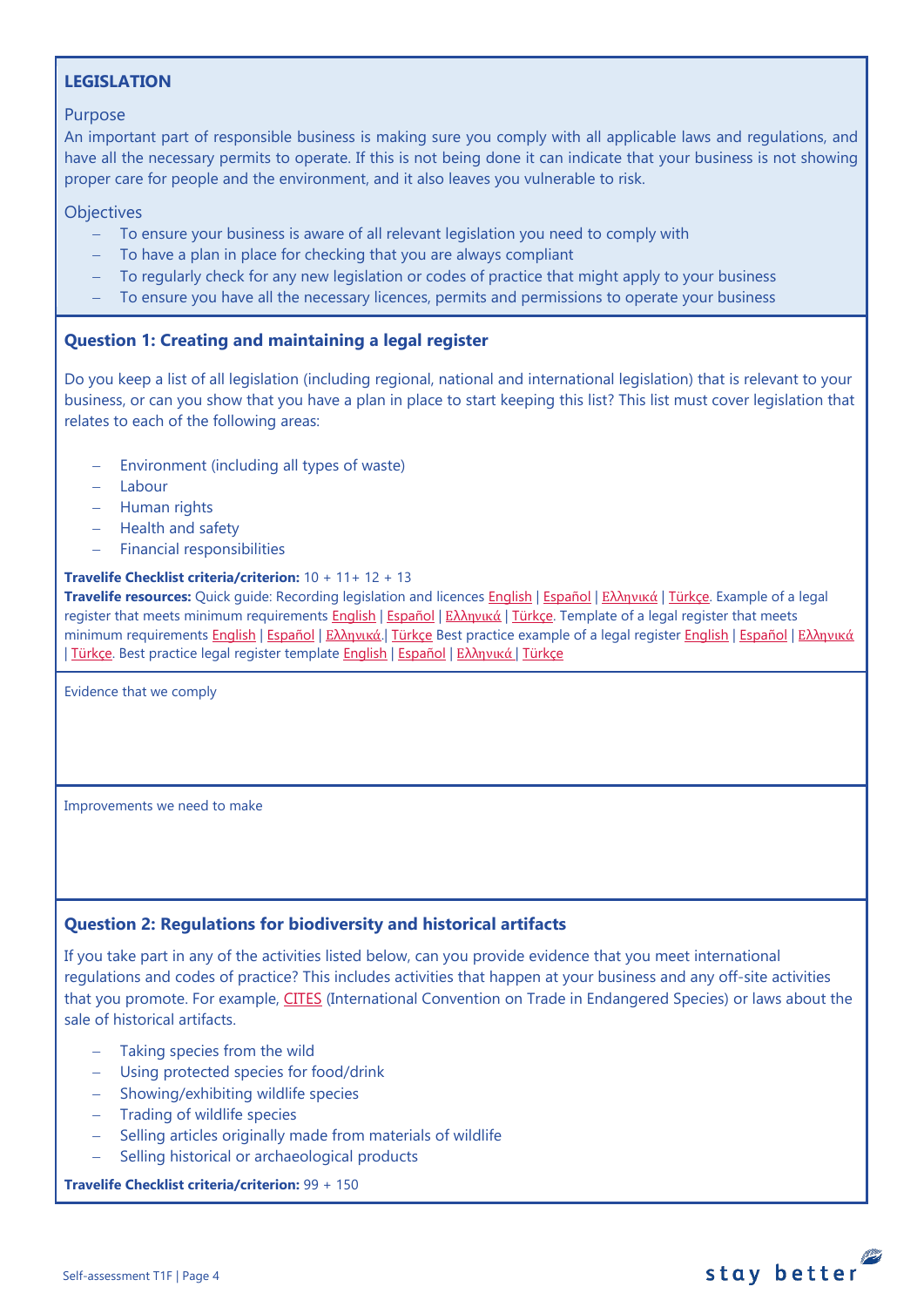## LEGISLATION

### Purpose

An important part of responsible business is making sure you comply with all applicable laws and regulations, and have all the necessary permits to operate. If this is not being done it can indicate that your business is not showing proper care for people and the environment, and it also leaves you vulnerable to risk.

### Objectives

- To ensure your business is aware of all relevant legislation you need to comply with
- To have a plan in place for checking that you are always compliant
- To regularly check for any new legislation or codes of practice that might apply to your business
- To ensure you have all the necessary licences, permits and permissions to operate your business

### Question 1: Creating and maintaining a legal register

Do you keep a list of all legislation (including regional, national and international legislation) that is relevant to your business, or can you show that you have a plan in place to start keeping this list? This list must cover legislation that relates to each of the following areas:

- Environment (including all types of waste)
- Labour
- Human rights
- Health and safety
- Financial responsibilities

**Travelife Checklist criteria/criterion:** 10 + 11+ 12 + 13

**Travelife resources:** Quick guide: Recording legislation and licences English | Español | Ελληνικά | Türkçe. Example of a legal register that meets minimum requirements English | Español | Ελληνικά | Türkçe. Template of a legal register that meets minimum requirements English | Español | Ελληνικά.| Türkçe Best practice example of a legal register English | Español | Ελληνικά | Türkçe. Best practice legal register template English | Español | Ελληνικά | Türkçe

Evidence that we comply

Improvements we need to make

### Question 2: Regulations for biodiversity and historical artifacts

If you take part in any of the activities listed below, can you provide evidence that you meet international regulations and codes of practice? This includes activities that happen at your business and any off-site activities that you promote. For example, CITES (International Convention on Trade in Endangered Species) or laws about the sale of historical artifacts.

- Taking species from the wild
- Using protected species for food/drink
- Showing/exhibiting wildlife species
- Trading of wildlife species
- Selling articles originally made from materials of wildlife
- Selling historical or archaeological products

**Travelife Checklist criteria/criterion:** 99 + 150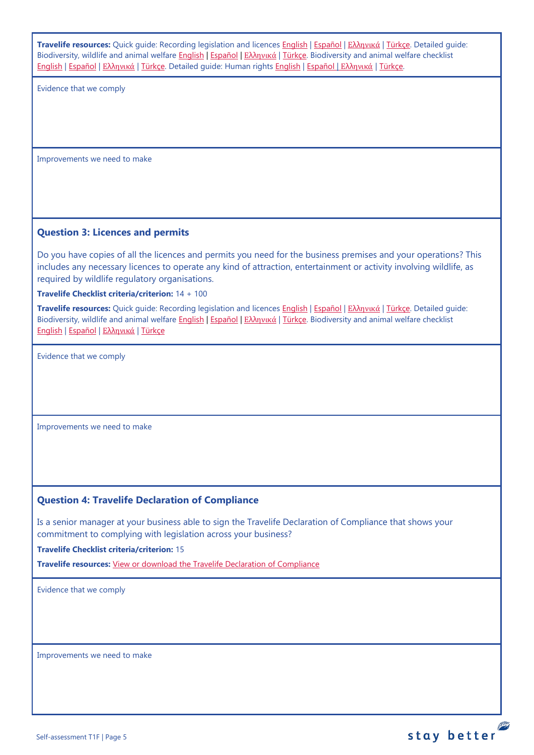**Travelife resources:** Quick guide: Recording legislation and licences English | Español | Ελληνικά | Türkçe. Detailed guide: Biodiversity, wildlife and animal welfare English | Español | Ελληνικά | Türkçe. Biodiversity and animal welfare checklist English | Español | Ελληνικά | Türkçe. Detailed guide: Human rights English | Español | Ελληνικά | Türkçe.

Evidence that we comply

Improvements we need to make

### Question 3: Licences and permits

Do you have copies of all the licences and permits you need for the business premises and your operations? This includes any necessary licences to operate any kind of attraction, entertainment or activity involving wildlife, as required by wildlife regulatory organisations.

**Travelife Checklist criteria/criterion:** 14 + 100

**Travelife resources:** Quick guide: Recording legislation and licences English | Español | Ελληνικά | Türkçe. Detailed guide: Biodiversity, wildlife and animal welfare English | Español | Ελληνικά | Türkçe. Biodiversity and animal welfare checklist English | Español | Ελληνικά | Türkçe

Evidence that we comply

Improvements we need to make

### Question 4: Travelife Declaration of Compliance

Is a senior manager at your business able to sign the Travelife Declaration of Compliance that shows your commitment to complying with legislation across your business?

**Travelife Checklist criteria/criterion:** 15

**Travelife resources:** View or download the Travelife Declaration of Compliance

Evidence that we comply

Improvements we need to make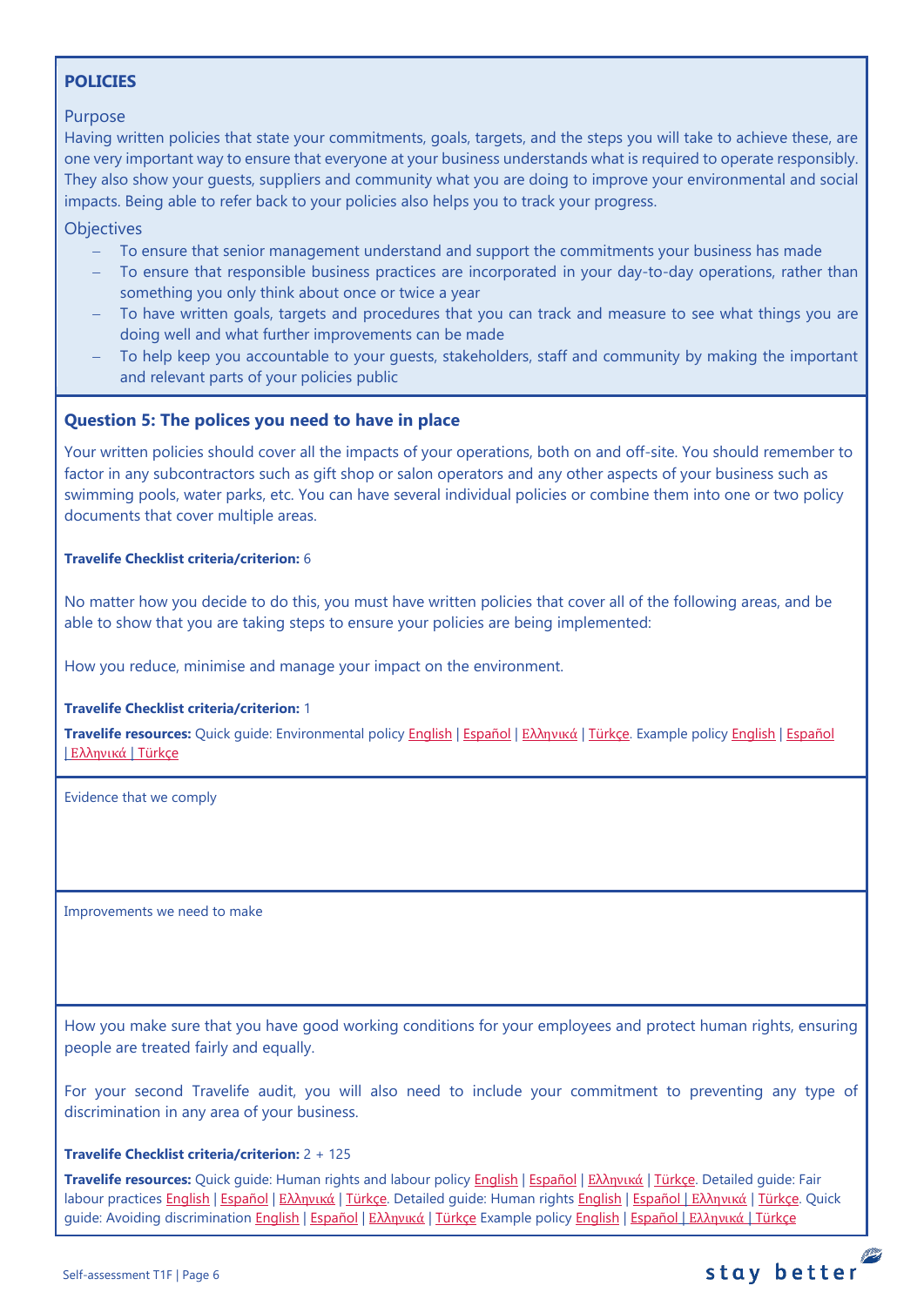**POLICIES**

Purpose

Having written policies that state your commitments, goals, targets, and the steps you will take to achieve these, are one very important way to ensure that everyone at your business understands what is required to operate responsibly. They also show your guests, suppliers and community what you are doing to improve your environmental and social impacts. Being able to refer back to your policies also helps you to track your progress.

Objectives

- To ensure that senior management understand and support the commitments your business has made
- To ensure that responsible business practices are incorporated in your day-to-day operations, rather than something you only think about once or twice a year
- To have written goals, targets and procedures that you can track and measure to see what things you are doing well and what further improvements can be made
- To help keep you accountable to your guests, stakeholders, staff and community by making the important and relevant parts of your policies public

## Question 5: The polices you need to have in place

Your written policies should cover all the impacts of your operations, both on and off-site. You should remember to factor in any subcontractors such as gift shop or salon operators and any other aspects of your business such as swimming pools, water parks, etc. You can have several individual policies or combine them into one or two policy documents that cover multiple areas.

**Travelife Checklist criteria/criterion:** 6

No matter how you decide to do this, you must have written policies that cover all of the following areas, and be able to show that you are taking steps to ensure your policies are being implemented:

How you reduce, minimise and manage your impact on the environment.

**Travelife Checklist criteria/criterion:** 1

**Travelife resources:** Quick guide: Environmental policy English | Español | Ελληνικά | Türkçe. Example policy English | Español | Ελληνικά | Türkçe

Evidence that we comply

Improvements we need to make

How you make sure that you have good working conditions for your employees and protect human rights, ensuring people are treated fairly and equally.

For your second Travelife audit, you will also need to include your commitment to preventing any type of discrimination in any area of your business.

**Travelife Checklist criteria/criterion:** 2 + 125

**Travelife resources:** Quick guide: Human rights and labour policy English | Español | Ελληνικά | Türkçe. Detailed guide: Fair labour practices English | Español | Ελληνικά | Türkçe. Detailed guide: Human rights English | Español | Ελληνικά | Türkçe. Quick guide: Avoiding discrimination English | Español | Ελληνικά | Türkçe Example policy English | Español | Ελληνικά | Türkçe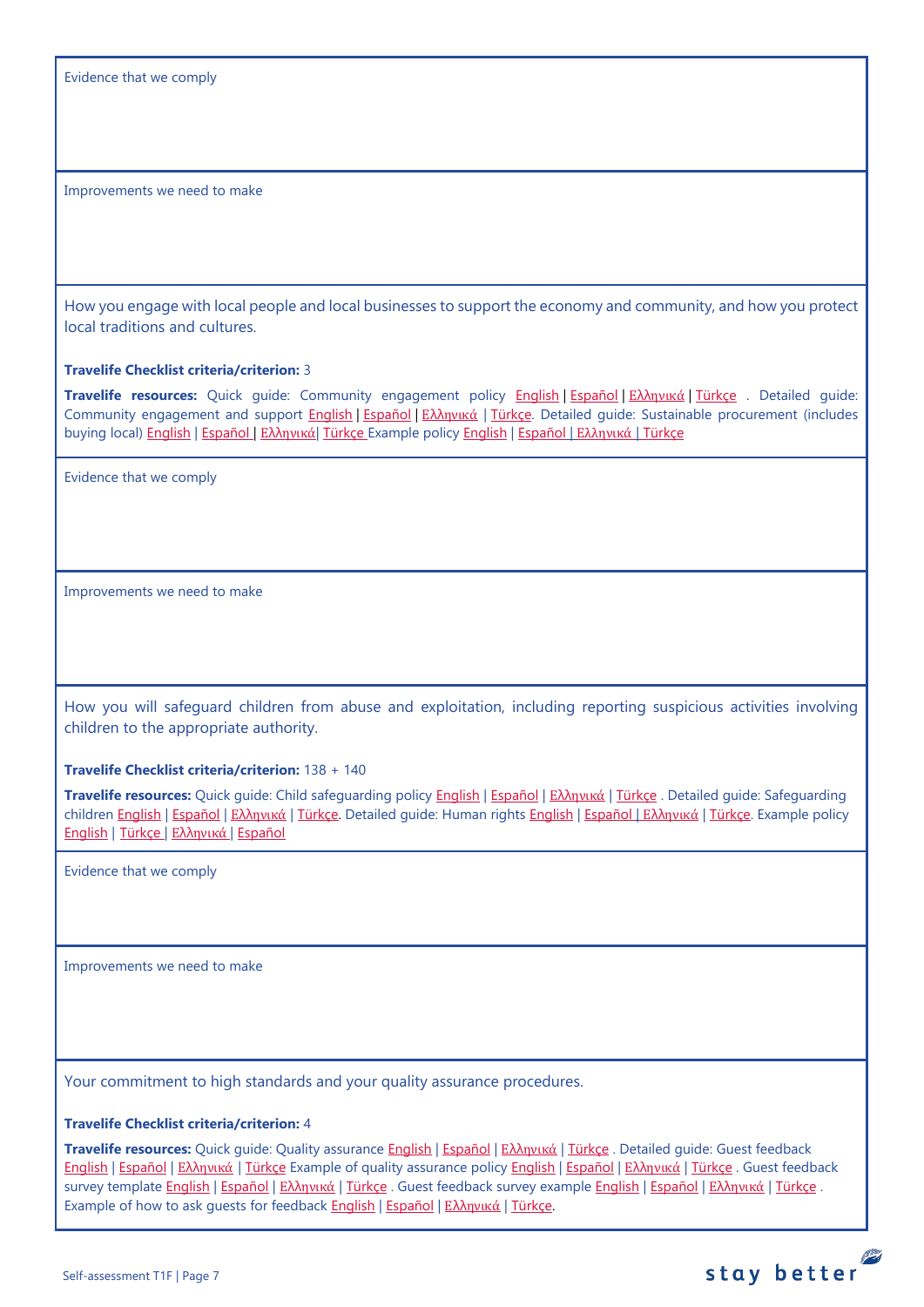Evidence that we comply

Improvements we need to make

How you engage with local people and local businesses to support the economy and community, and how you protect local traditions and cultures.

**Travelife Checklist criteria/criterion:** 3

**Travelife resources:** Quick guide: Community engagement policy English | Español | Ελληνικά | Türkçe . Detailed guide: Community engagement and support English | Español | Ελληνικά | Türkçe. Detailed guide: Sustainable procurement (includes buying local) English | Español | Ελληνικά| Türkçe Example policy English | Español | Ελληνικά | Türkçe

Evidence that we comply

Improvements we need to make

How you will safeguard children from abuse and exploitation, including reporting suspicious activities involving children to the appropriate authority.

**Travelife Checklist criteria/criterion:** 138 + 140

**Travelife resources:** Quick guide: Child safeguarding policy English | Español | Ελληνικά | Türkçe . Detailed guide: Safeguarding children English | Español | Ελληνικά | Türkçe. Detailed guide: Human rights English | Español | Ελληνικά | Türkçe. Example policy English | Türkçe | Ελληνικά | Español

Evidence that we comply

Improvements we need to make

Your commitment to high standards and your quality assurance procedures.

**Travelife Checklist criteria/criterion:** 4

**Travelife resources:** Quick guide: Quality assurance English | Español | Ελληνικά | Türkçe . Detailed guide: Guest feedback English | Español | Ελληνικά | Türkçe Example of quality assurance policy English | Español | Ελληνικά | Türkçe . Guest feedback survey template English | Español | Ελληνικά | Türkçe . Guest feedback survey example English | Español | Ελληνικά | Türkçe . Example of how to ask guests for feedback English | Español | Ελληνικά | Türkçe.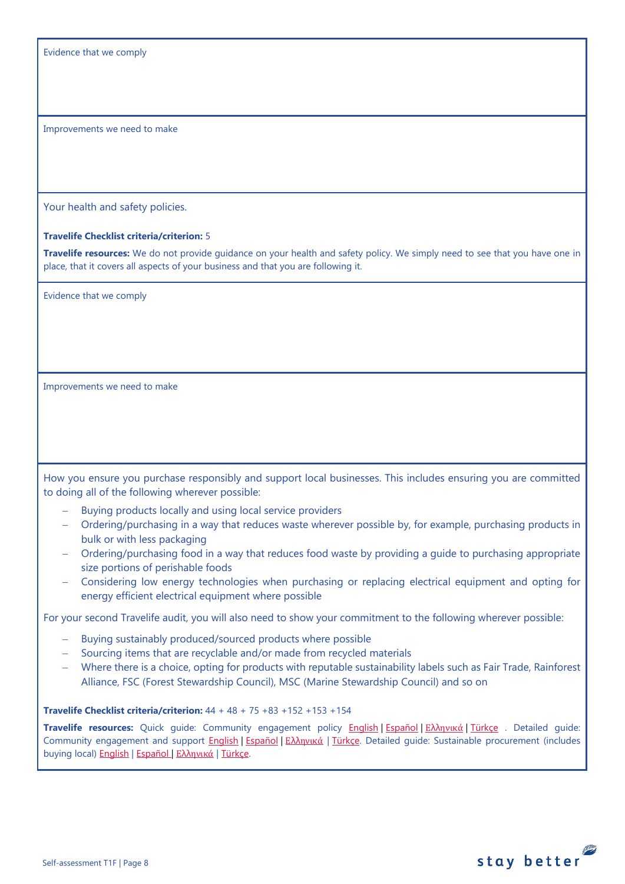Evidence that we comply

Improvements we need to make

Your health and safety policies.

**Travelife Checklist criteria/criterion:** 5

**Travelife resources:** We do not provide guidance on your health and safety policy. We simply need to see that you have one in place, that it covers all aspects of your business and that you are following it.

Evidence that we comply

Improvements we need to make

How you ensure you purchase responsibly and support local businesses. This includes ensuring you are committed to doing all of the following wherever possible:

- Buying products locally and using local service providers
- Ordering/purchasing in a way that reduces waste wherever possible by, for example, purchasing products in bulk or with less packaging
- Ordering/purchasing food in a way that reduces food waste by providing a guide to purchasing appropriate size portions of perishable foods
- Considering low energy technologies when purchasing or replacing electrical equipment and opting for energy efficient electrical equipment where possible

For your second Travelife audit, you will also need to show your commitment to the following wherever possible:

- Buying sustainably produced/sourced products where possible
- Sourcing items that are recyclable and/or made from recycled materials
- Where there is a choice, opting for products with reputable sustainability labels such as Fair Trade, Rainforest Alliance, FSC (Forest Stewardship Council), MSC (Marine Stewardship Council) and so on

**Travelife Checklist criteria/criterion:** 44 + 48 + 75 +83 +152 +153 +154

**Travelife resources:** Quick guide: Community engagement policy English | Español | Ελληνικά | Türkçe . Detailed guide: Community engagement and support English | Español | Ελληνικά | Türkçe. Detailed guide: Sustainable procurement (includes buying local) English | Español | Ελληνικά | Türkçe.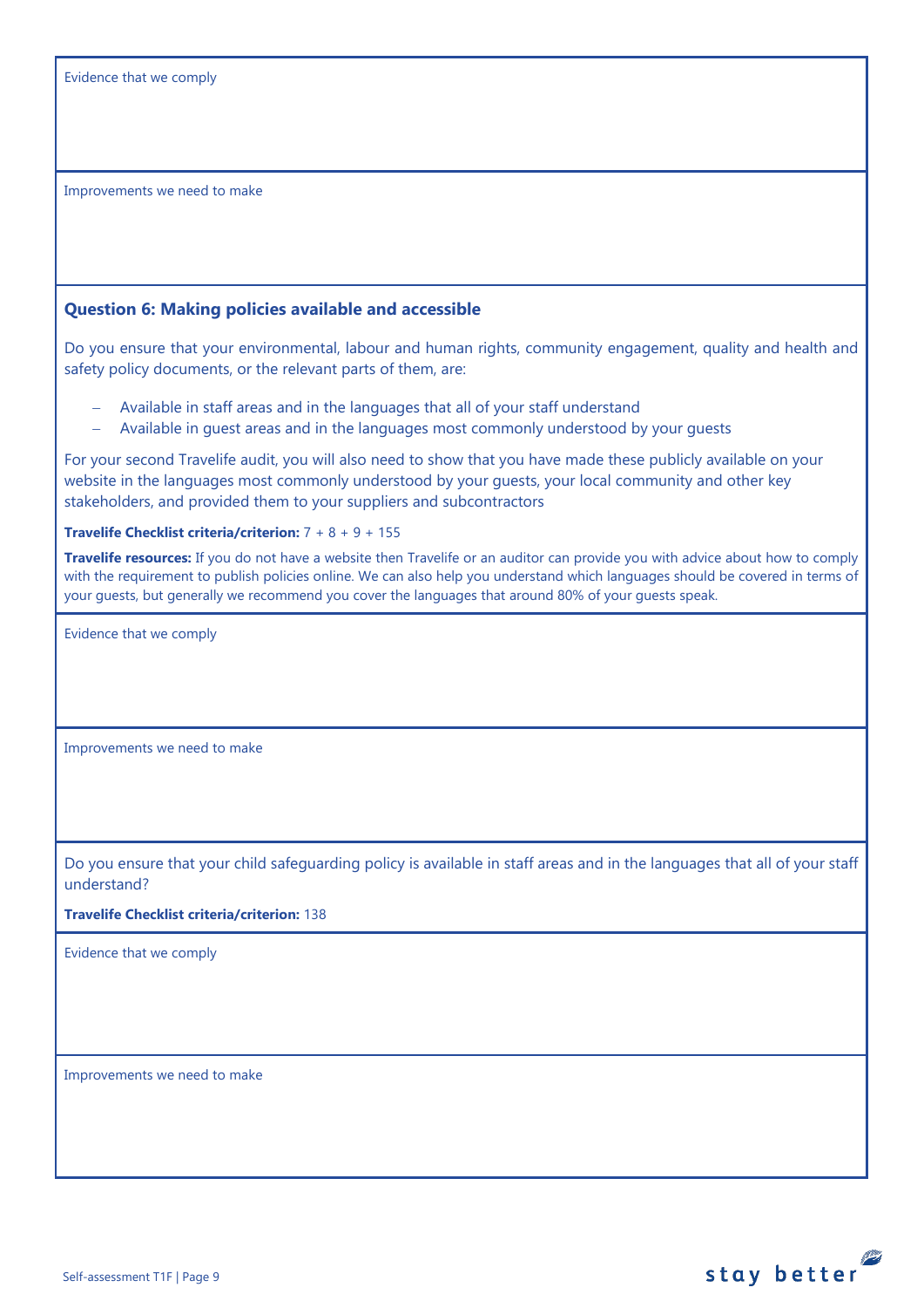Evidence that we comply

Improvements we need to make

### Question 6: Making policies available and accessible

Do you ensure that your environmental, labour and human rights, community engagement, quality and health and safety policy documents, or the relevant parts of them, are:

- Available in staff areas and in the languages that all of your staff understand
- Available in guest areas and in the languages most commonly understood by your guests

For your second Travelife audit, you will also need to show that you have made these publicly available on your website in the languages most commonly understood by your guests, your local community and other key stakeholders, and provided them to your suppliers and subcontractors

**Travelife Checklist criteria/criterion:** 7 + 8 + 9 + 155

**Travelife resources:** If you do not have a website then Travelife or an auditor can provide you with advice about how to comply with the requirement to publish policies online. We can also help you understand which languages should be covered in terms of your guests, but generally we recommend you cover the languages that around 80% of your guests speak.

Evidence that we comply

Improvements we need to make

Do you ensure that your child safeguarding policy is available in staff areas and in the languages that all of your staff understand?

**Travelife Checklist criteria/criterion:** 138

Evidence that we comply

Improvements we need to make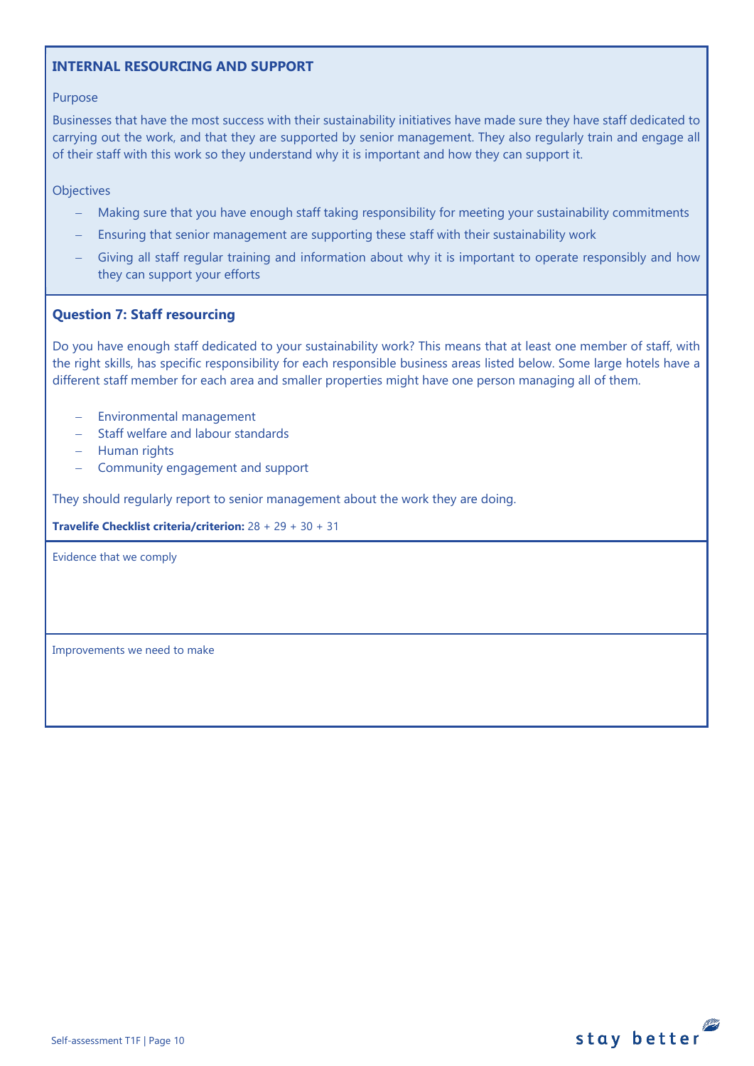## INTERNAL RESOURCING AND SUPPORT

Purpose

Businesses that have the most success with their sustainability initiatives have made sure they have staff dedicated to carrying out the work, and that they are supported by senior management. They also regularly train and engage all of their staff with this work so they understand why it is important and how they can support it.

Objectives

- Making sure that you have enough staff taking responsibility for meeting your sustainability commitments
- Ensuring that senior management are supporting these staff with their sustainability work
- Giving all staff regular training and information about why it is important to operate responsibly and how they can support your efforts

### Question 7: Staff resourcing

Do you have enough staff dedicated to your sustainability work? This means that at least one member of staff, with the right skills, has specific responsibility for each responsible business areas listed below. Some large hotels have a different staff member for each area and smaller properties might have one person managing all of them.

- Environmental management
- Staff welfare and labour standards
- Human rights
- Community engagement and support

They should regularly report to senior management about the work they are doing.

**Travelife Checklist criteria/criterion:** 28 + 29 + 30 + 31

Evidence that we comply

Improvements we need to make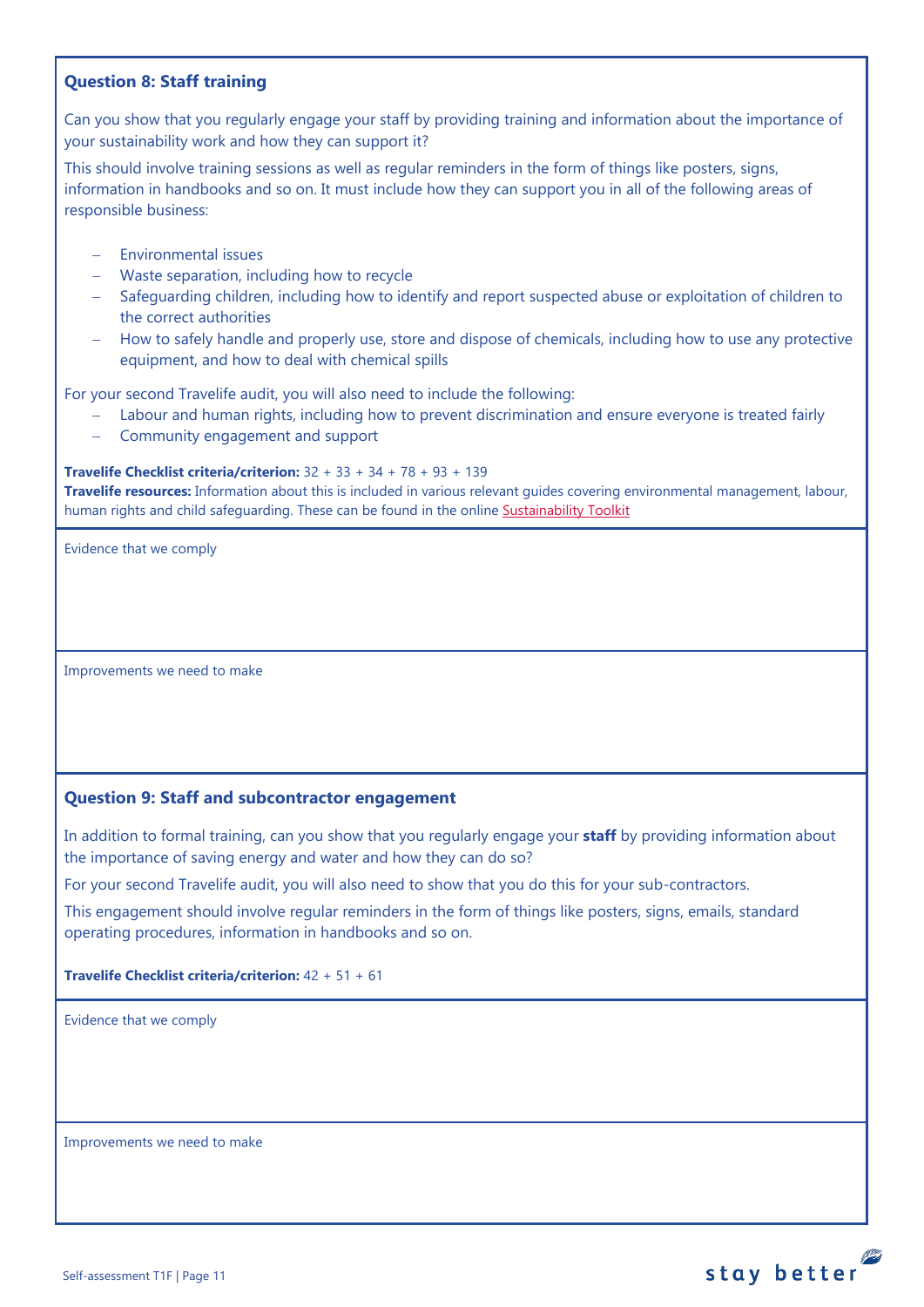### Question 8: Staff training

Can you show that you regularly engage your staff by providing training and information about the importance of your sustainability work and how they can support it?

This should involve training sessions as well as regular reminders in the form of things like posters, signs, information in handbooks and so on. It must include how they can support you in all of the following areas of responsible business:

- Environmental issues
- Waste separation, including how to recycle
- Safeguarding children, including how to identify and report suspected abuse or exploitation of children to the correct authorities
- How to safely handle and properly use, store and dispose of chemicals, including how to use any protective equipment, and how to deal with chemical spills

For your second Travelife audit, you will also need to include the following:

- Labour and human rights, including how to prevent discrimination and ensure everyone is treated fairly
- Community engagement and support

**Travelife Checklist criteria/criterion:** 32 + 33 + 34 + 78 + 93 + 139
**Travelife resources:** Information about this is included in various relevant guides covering environmental management, labour, human rights and child safeguarding. These can be found in the online Sustainability Toolkit

Evidence that we comply

Improvements we need to make

### Question 9: Staff and subcontractor engagement

In addition to formal training, can you show that you regularly engage your **staff** by providing information about the importance of saving energy and water and how they can do so?

For your second Travelife audit, you will also need to show that you do this for your sub-contractors.

This engagement should involve regular reminders in the form of things like posters, signs, emails, standard operating procedures, information in handbooks and so on.

**Travelife Checklist criteria/criterion:** 42 + 51 + 61

Evidence that we comply

Improvements we need to make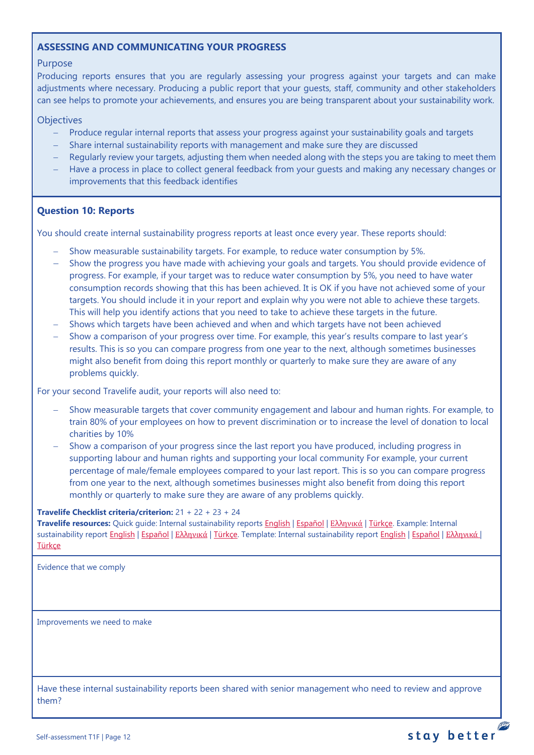## ASSESSING AND COMMUNICATING YOUR PROGRESS

### Purpose

Producing reports ensures that you are regularly assessing your progress against your targets and can make adjustments where necessary. Producing a public report that your guests, staff, community and other stakeholders can see helps to promote your achievements, and ensures you are being transparent about your sustainability work.

### Objectives

- Produce regular internal reports that assess your progress against your sustainability goals and targets
- Share internal sustainability reports with management and make sure they are discussed
- Regularly review your targets, adjusting them when needed along with the steps you are taking to meet them
- Have a process in place to collect general feedback from your guests and making any necessary changes or improvements that this feedback identifies

### Question 10: Reports

You should create internal sustainability progress reports at least once every year. These reports should:

- Show measurable sustainability targets. For example, to reduce water consumption by 5%.
- Show the progress you have made with achieving your goals and targets. You should provide evidence of progress. For example, if your target was to reduce water consumption by 5%, you need to have water consumption records showing that this has been achieved. It is OK if you have not achieved some of your targets. You should include it in your report and explain why you were not able to achieve these targets. This will help you identify actions that you need to take to achieve these targets in the future.
- Shows which targets have been achieved and when and which targets have not been achieved
- Show a comparison of your progress over time. For example, this year's results compare to last year's results. This is so you can compare progress from one year to the next, although sometimes businesses might also benefit from doing this report monthly or quarterly to make sure they are aware of any problems quickly.

For your second Travelife audit, your reports will also need to:

- Show measurable targets that cover community engagement and labour and human rights. For example, to train 80% of your employees on how to prevent discrimination or to increase the level of donation to local charities by 10%
- Show a comparison of your progress since the last report you have produced, including progress in supporting labour and human rights and supporting your local community For example, your current percentage of male/female employees compared to your last report. This is so you can compare progress from one year to the next, although sometimes businesses might also benefit from doing this report monthly or quarterly to make sure they are aware of any problems quickly.

**Travelife Checklist criteria/criterion:** 21 + 22 + 23 + 24

**Travelife resources:** Quick guide: Internal sustainability reports English | Español | Ελληνικά | Türkçe. Example: Internal sustainability report English | Español | Ελληνικά | Türkçe. Template: Internal sustainability report English | Español | Ελληνικά | Türkçe

Evidence that we comply

Improvements we need to make

Have these internal sustainability reports been shared with senior management who need to review and approve them?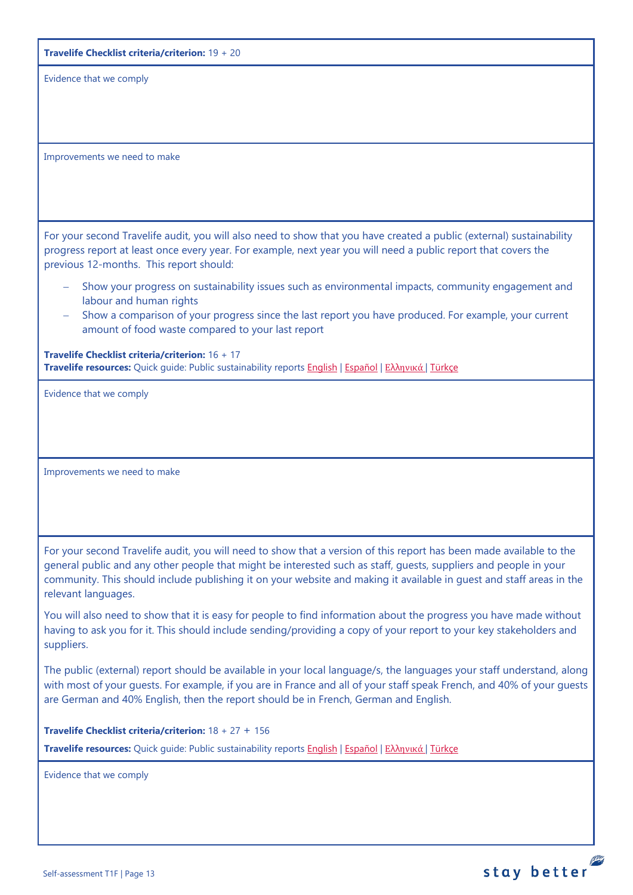**Travelife Checklist criteria/criterion:** 19 + 20

Evidence that we comply

Improvements we need to make

For your second Travelife audit, you will also need to show that you have created a public (external) sustainability progress report at least once every year. For example, next year you will need a public report that covers the previous 12-months. This report should:

- Show your progress on sustainability issues such as environmental impacts, community engagement and labour and human rights
- Show a comparison of your progress since the last report you have produced. For example, your current amount of food waste compared to your last report

**Travelife Checklist criteria/criterion:** 16 + 17
**Travelife resources:** Quick guide: Public sustainability reports English | Español | Ελληνικά | Türkçe

Evidence that we comply

Improvements we need to make

For your second Travelife audit, you will need to show that a version of this report has been made available to the general public and any other people that might be interested such as staff, guests, suppliers and people in your community. This should include publishing it on your website and making it available in guest and staff areas in the relevant languages.

You will also need to show that it is easy for people to find information about the progress you have made without having to ask you for it. This should include sending/providing a copy of your report to your key stakeholders and suppliers.

The public (external) report should be available in your local language/s, the languages your staff understand, along with most of your guests. For example, if you are in France and all of your staff speak French, and 40% of your guests are German and 40% English, then the report should be in French, German and English.

**Travelife Checklist criteria/criterion:** 18 + 27 + 156

**Travelife resources:** Quick guide: Public sustainability reports English | Español | Ελληνικά | Türkçe

Evidence that we comply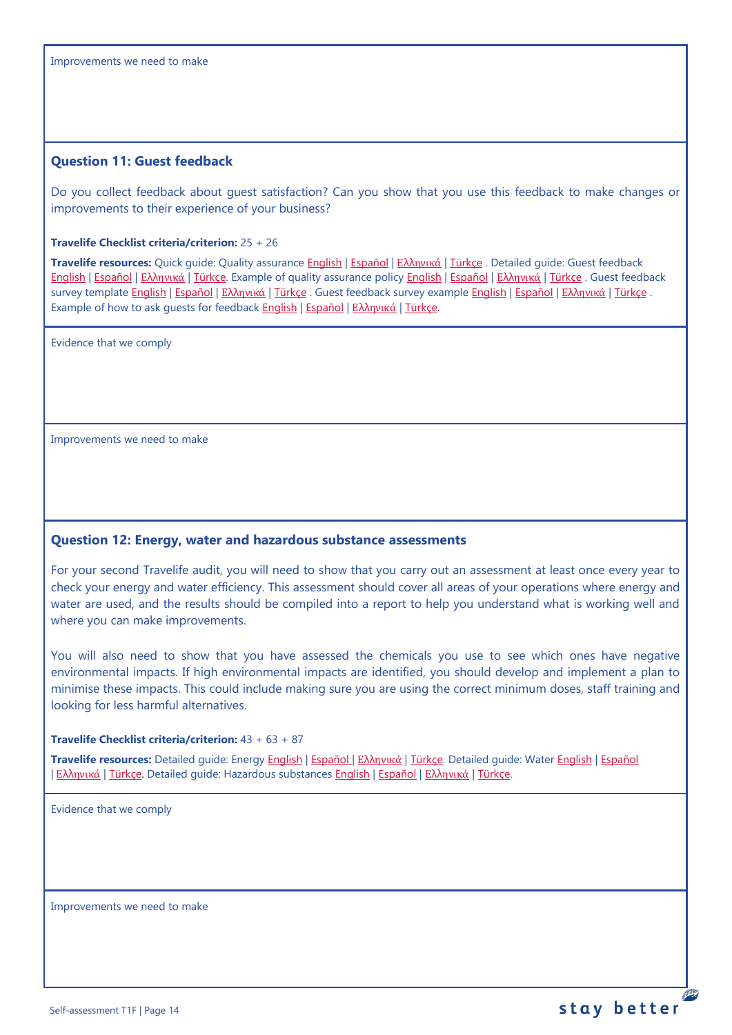Improvements we need to make

### Question 11: Guest feedback

Do you collect feedback about guest satisfaction? Can you show that you use this feedback to make changes or improvements to their experience of your business?

**Travelife Checklist criteria/criterion:** 25 + 26

**Travelife resources:** Quick guide: Quality assurance English | Español | Ελληνικά | Türkçe . Detailed guide: Guest feedback English | Español | Ελληνικά | Türkçe. Example of quality assurance policy English | Español | Ελληνικά | Türkçe . Guest feedback survey template English | Español | Ελληνικά | Türkçe . Guest feedback survey example English | Español | Ελληνικά | Türkçe . Example of how to ask guests for feedback English | Español | Ελληνικά | Türkçe.

Evidence that we comply

Improvements we need to make

### Question 12: Energy, water and hazardous substance assessments

For your second Travelife audit, you will need to show that you carry out an assessment at least once every year to check your energy and water efficiency. This assessment should cover all areas of your operations where energy and water are used, and the results should be compiled into a report to help you understand what is working well and where you can make improvements.

You will also need to show that you have assessed the chemicals you use to see which ones have negative environmental impacts. If high environmental impacts are identified, you should develop and implement a plan to minimise these impacts. This could include making sure you are using the correct minimum doses, staff training and looking for less harmful alternatives.

**Travelife Checklist criteria/criterion:** 43 + 63 + 87

**Travelife resources:** Detailed guide: Energy English | Español | Ελληνικά | Türkçe. Detailed guide: Water English | Español | Ελληνικά | Türkçe. Detailed guide: Hazardous substances English | Español | Ελληνικά | Türkçe.

Evidence that we comply

Improvements we need to make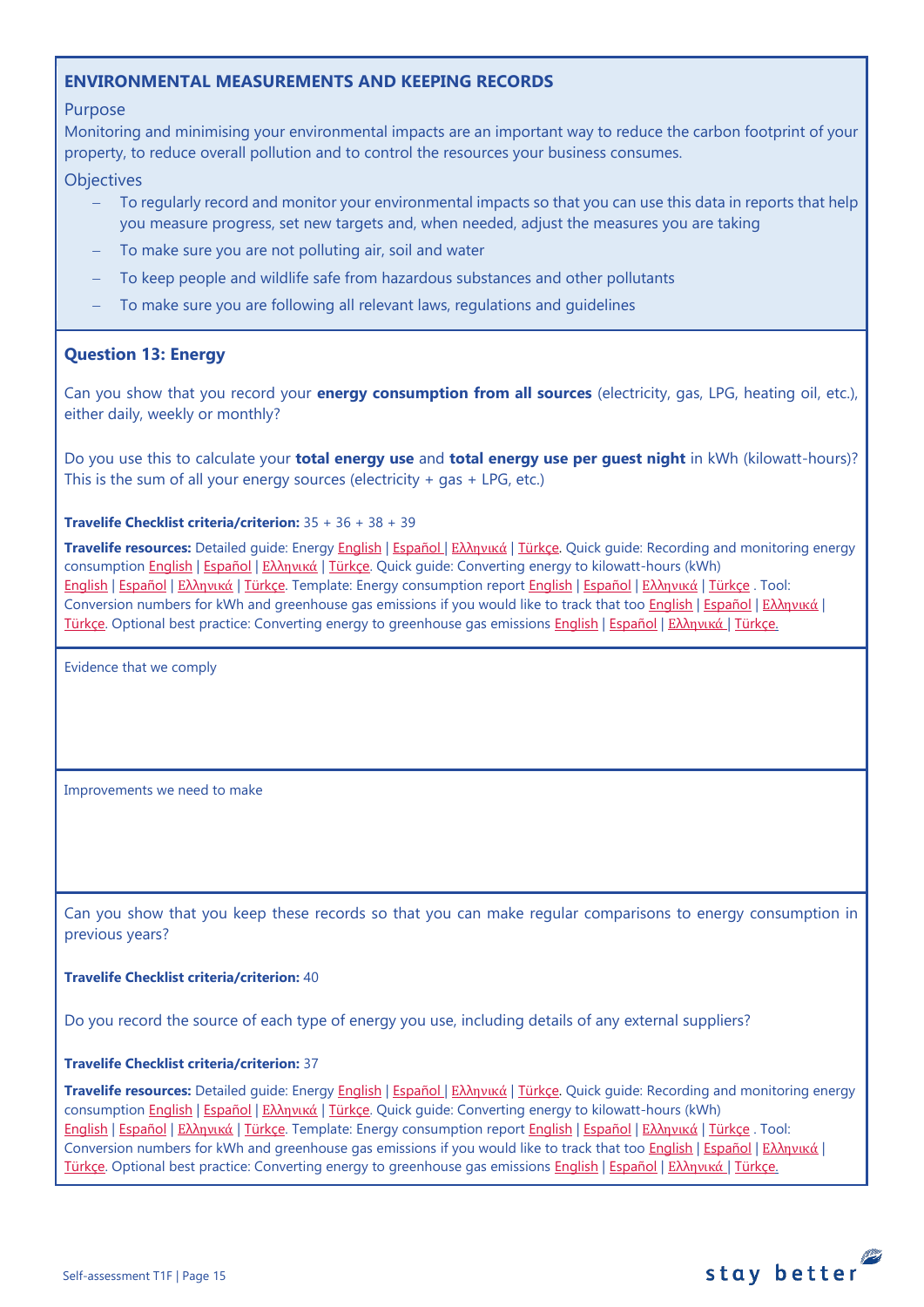## ENVIRONMENTAL MEASUREMENTS AND KEEPING RECORDS

Purpose

Monitoring and minimising your environmental impacts are an important way to reduce the carbon footprint of your property, to reduce overall pollution and to control the resources your business consumes.

Objectives

- To regularly record and monitor your environmental impacts so that you can use this data in reports that help you measure progress, set new targets and, when needed, adjust the measures you are taking
- To make sure you are not polluting air, soil and water
- To keep people and wildlife safe from hazardous substances and other pollutants
- To make sure you are following all relevant laws, regulations and guidelines

### Question 13: Energy

Can you show that you record your **energy consumption from all sources** (electricity, gas, LPG, heating oil, etc.), either daily, weekly or monthly?

Do you use this to calculate your **total energy use** and **total energy use per guest night** in kWh (kilowatt-hours)? This is the sum of all your energy sources (electricity + gas + LPG, etc.)

**Travelife Checklist criteria/criterion:** 35 + 36 + 38 + 39

**Travelife resources:** Detailed guide: Energy English | Español | Ελληνικά | Türkçe. Quick guide: Recording and monitoring energy consumption English | Español | Ελληνικά | Türkçe. Quick guide: Converting energy to kilowatt-hours (kWh) English | Español | Ελληνικά | Türkçe. Template: Energy consumption report English | Español | Ελληνικά | Türkçe . Tool: Conversion numbers for kWh and greenhouse gas emissions if you would like to track that too English | Español | Ελληνικά | Türkçe. Optional best practice: Converting energy to greenhouse gas emissions English | Español | Ελληνικά | Türkçe.

Evidence that we comply

Improvements we need to make

Can you show that you keep these records so that you can make regular comparisons to energy consumption in previous years?

**Travelife Checklist criteria/criterion:** 40

Do you record the source of each type of energy you use, including details of any external suppliers?

**Travelife Checklist criteria/criterion:** 37

**Travelife resources:** Detailed guide: Energy English | Español | Ελληνικά | Türkçe. Quick guide: Recording and monitoring energy consumption English | Español | Ελληνικά | Türkçe. Quick guide: Converting energy to kilowatt-hours (kWh) English | Español | Ελληνικά | Türkçe. Template: Energy consumption report English | Español | Ελληνικά | Türkçe . Tool: Conversion numbers for kWh and greenhouse gas emissions if you would like to track that too English | Español | Ελληνικά | Türkçe. Optional best practice: Converting energy to greenhouse gas emissions English | Español | Ελληνικά | Türkçe.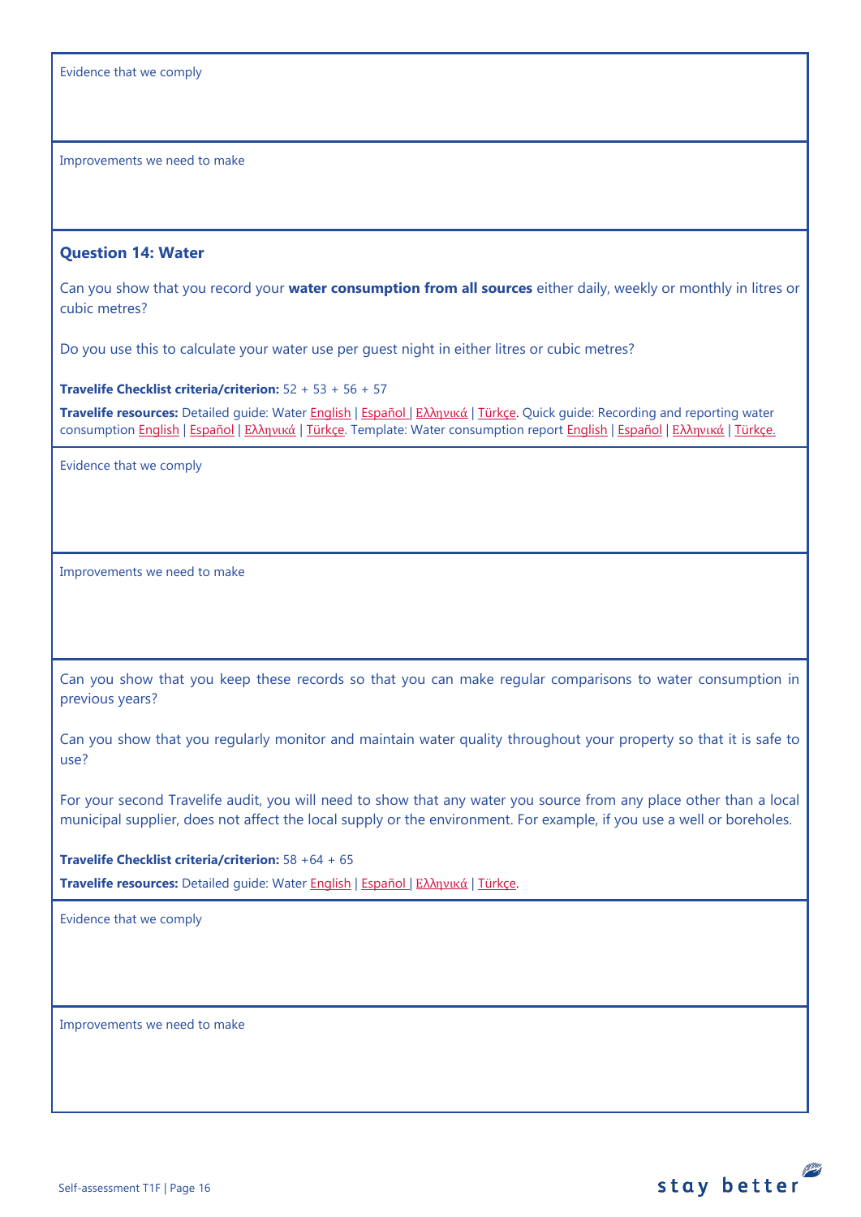Evidence that we comply

Improvements we need to make

### Question 14: Water

Can you show that you record your **water consumption from all sources** either daily, weekly or monthly in litres or cubic metres?

Do you use this to calculate your water use per guest night in either litres or cubic metres?

**Travelife Checklist criteria/criterion:** 52 + 53 + 56 + 57

**Travelife resources:** Detailed guide: Water English | Español | Ελληνικά | Türkçe. Quick guide: Recording and reporting water consumption English | Español | Ελληνικά | Türkçe. Template: Water consumption report English | Español | Ελληνικά | Türkçe.

Evidence that we comply

Improvements we need to make

Can you show that you keep these records so that you can make regular comparisons to water consumption in previous years?

Can you show that you regularly monitor and maintain water quality throughout your property so that it is safe to use?

For your second Travelife audit, you will need to show that any water you source from any place other than a local municipal supplier, does not affect the local supply or the environment. For example, if you use a well or boreholes.

**Travelife Checklist criteria/criterion:** 58 +64 + 65

**Travelife resources:** Detailed guide: Water English | Español | Ελληνικά | Türkçe.

Evidence that we comply

Improvements we need to make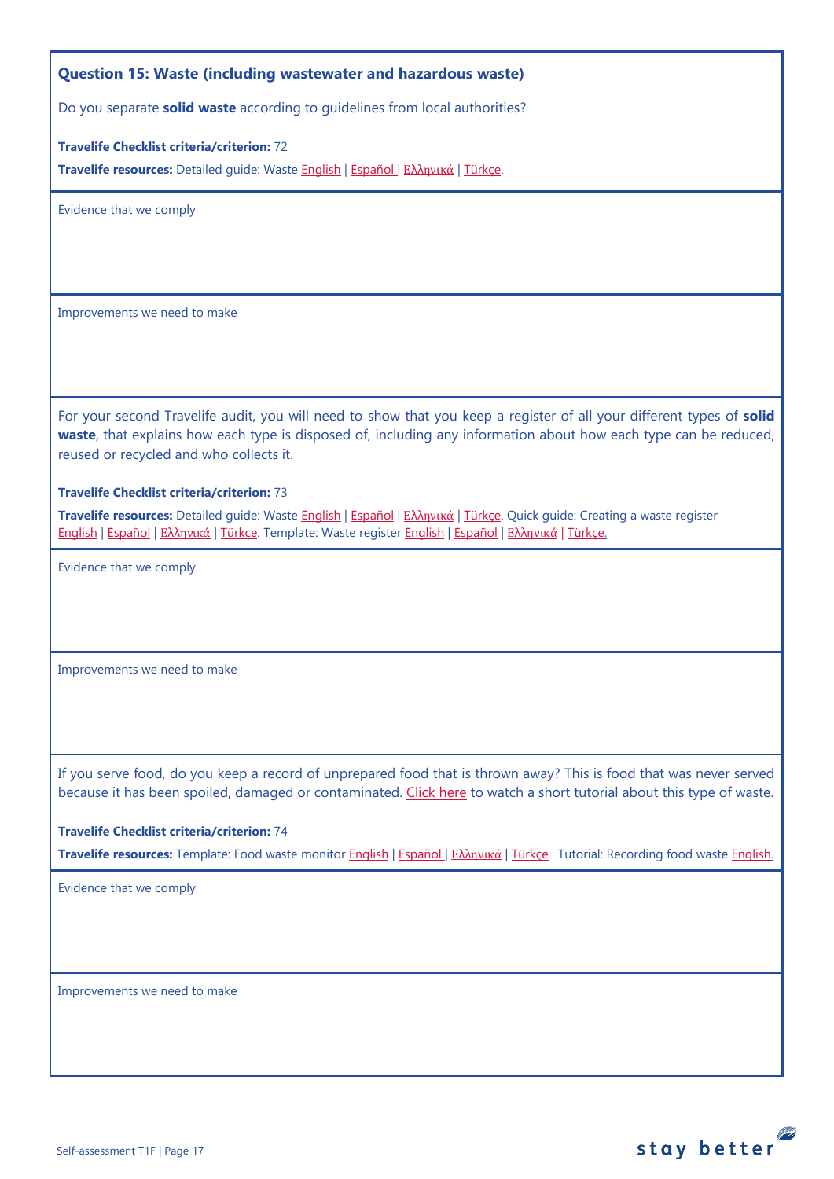## Question 15: Waste (including wastewater and hazardous waste)

Do you separate **solid waste** according to guidelines from local authorities?

**Travelife Checklist criteria/criterion:** 72

**Travelife resources:** Detailed guide: Waste English | Español | Ελληνικά | Türkçe.

Evidence that we comply

Improvements we need to make

For your second Travelife audit, you will need to show that you keep a register of all your different types of **solid waste**, that explains how each type is disposed of, including any information about how each type can be reduced, reused or recycled and who collects it.

**Travelife Checklist criteria/criterion:** 73

**Travelife resources:** Detailed guide: Waste English | Español | Ελληνικά | Türkçe. Quick guide: Creating a waste register English | Español | Ελληνικά | Türkçe. Template: Waste register English | Español | Ελληνικά | Türkçe.

Evidence that we comply

Improvements we need to make

If you serve food, do you keep a record of unprepared food that is thrown away? This is food that was never served because it has been spoiled, damaged or contaminated. Click here to watch a short tutorial about this type of waste.

**Travelife Checklist criteria/criterion:** 74

**Travelife resources:** Template: Food waste monitor English | Español | Ελληνικά | Türkçe . Tutorial: Recording food waste English.

Evidence that we comply

Improvements we need to make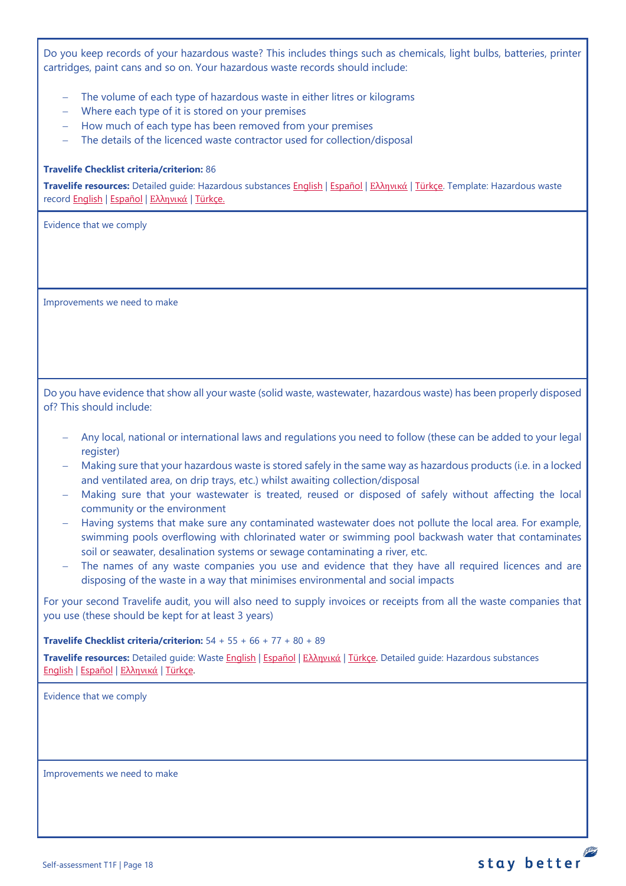Do you keep records of your hazardous waste? This includes things such as chemicals, light bulbs, batteries, printer cartridges, paint cans and so on. Your hazardous waste records should include:

- The volume of each type of hazardous waste in either litres or kilograms
- Where each type of it is stored on your premises
- How much of each type has been removed from your premises
- The details of the licenced waste contractor used for collection/disposal

**Travelife Checklist criteria/criterion:** 86

**Travelife resources:** Detailed guide: Hazardous substances English | Español | Ελληνικά | Türkçe. Template: Hazardous waste record English | Español | Ελληνικά | Türkçe.

Evidence that we comply

Improvements we need to make

Do you have evidence that show all your waste (solid waste, wastewater, hazardous waste) has been properly disposed of? This should include:

- Any local, national or international laws and regulations you need to follow (these can be added to your legal register)
- Making sure that your hazardous waste is stored safely in the same way as hazardous products (i.e. in a locked and ventilated area, on drip trays, etc.) whilst awaiting collection/disposal
- Making sure that your wastewater is treated, reused or disposed of safely without affecting the local community or the environment
- Having systems that make sure any contaminated wastewater does not pollute the local area. For example, swimming pools overflowing with chlorinated water or swimming pool backwash water that contaminates soil or seawater, desalination systems or sewage contaminating a river, etc.
- The names of any waste companies you use and evidence that they have all required licences and are disposing of the waste in a way that minimises environmental and social impacts

For your second Travelife audit, you will also need to supply invoices or receipts from all the waste companies that you use (these should be kept for at least 3 years)

**Travelife Checklist criteria/criterion:** 54 + 55 + 66 + 77 + 80 + 89

**Travelife resources:** Detailed guide: Waste English | Español | Ελληνικά | Türkçe. Detailed guide: Hazardous substances English | Español | Ελληνικά | Türkçe.

Evidence that we comply

Improvements we need to make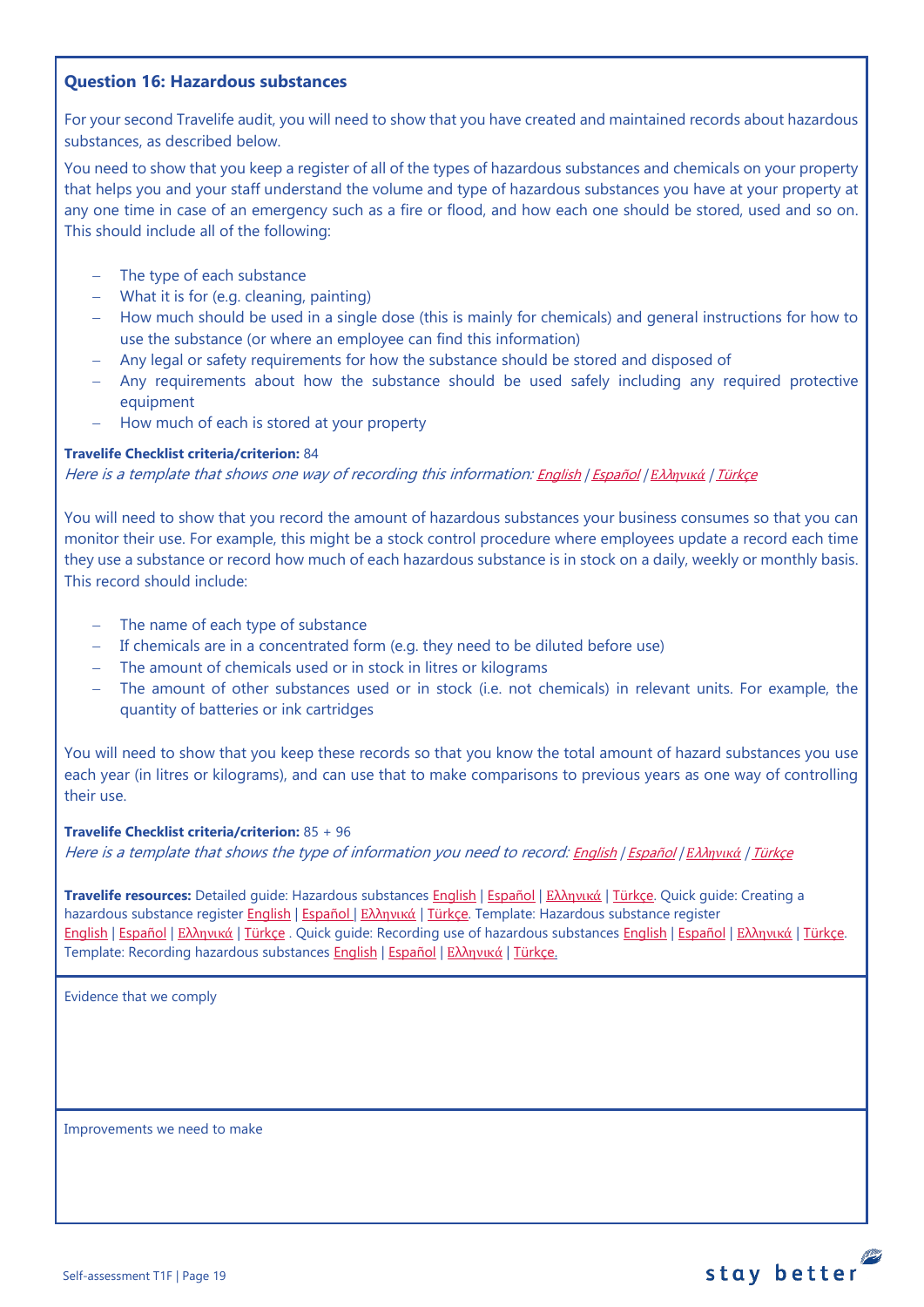### Question 16: Hazardous substances

For your second Travelife audit, you will need to show that you have created and maintained records about hazardous substances, as described below.

You need to show that you keep a register of all of the types of hazardous substances and chemicals on your property that helps you and your staff understand the volume and type of hazardous substances you have at your property at any one time in case of an emergency such as a fire or flood, and how each one should be stored, used and so on. This should include all of the following:

- The type of each substance
- What it is for (e.g. cleaning, painting)
- How much should be used in a single dose (this is mainly for chemicals) and general instructions for how to use the substance (or where an employee can find this information)
- Any legal or safety requirements for how the substance should be stored and disposed of
- Any requirements about how the substance should be used safely including any required protective equipment
- How much of each is stored at your property

**Travelife Checklist criteria/criterion:** 84
*Here is a template that shows one way of recording this information: English / Español / Ελληνικά / Türkçe*

You will need to show that you record the amount of hazardous substances your business consumes so that you can monitor their use. For example, this might be a stock control procedure where employees update a record each time they use a substance or record how much of each hazardous substance is in stock on a daily, weekly or monthly basis. This record should include:

- The name of each type of substance
- If chemicals are in a concentrated form (e.g. they need to be diluted before use)
- The amount of chemicals used or in stock in litres or kilograms
- The amount of other substances used or in stock (i.e. not chemicals) in relevant units. For example, the quantity of batteries or ink cartridges

You will need to show that you keep these records so that you know the total amount of hazard substances you use each year (in litres or kilograms), and can use that to make comparisons to previous years as one way of controlling their use.

**Travelife Checklist criteria/criterion:** 85 + 96
*Here is a template that shows the type of information you need to record: English / Español / Ελληνικά / Türkçe*

**Travelife resources:** Detailed guide: Hazardous substances English | Español | Ελληνικά | Türkçe. Quick guide: Creating a hazardous substance register English | Español | Ελληνικά | Türkçe. Template: Hazardous substance register English | Español | Ελληνικά | Türkçe . Quick guide: Recording use of hazardous substances English | Español | Ελληνικά | Türkçe. Template: Recording hazardous substances English | Español | Ελληνικά | Türkçe.

| Evidence that we comply |
| --- |
| |

| Improvements we need to make |
| --- |
| |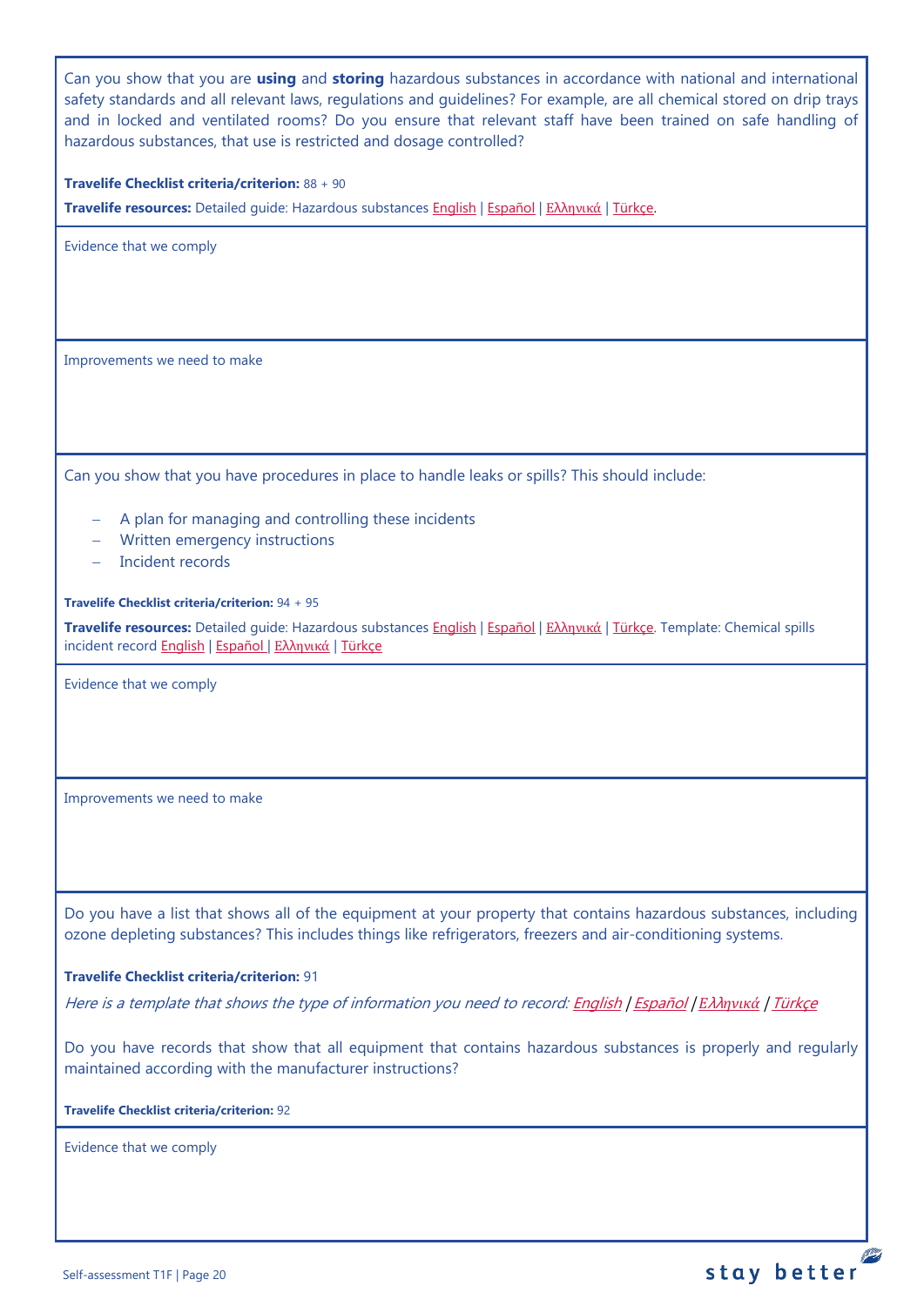Can you show that you are **using** and **storing** hazardous substances in accordance with national and international safety standards and all relevant laws, regulations and guidelines? For example, are all chemical stored on drip trays and in locked and ventilated rooms? Do you ensure that relevant staff have been trained on safe handling of hazardous substances, that use is restricted and dosage controlled?

**Travelife Checklist criteria/criterion:** 88 + 90

**Travelife resources:** Detailed guide: Hazardous substances English | Español | Ελληνικά | Türkçe.

Evidence that we comply

Improvements we need to make

Can you show that you have procedures in place to handle leaks or spills? This should include:

- A plan for managing and controlling these incidents
- Written emergency instructions
- Incident records

**Travelife Checklist criteria/criterion:** 94 + 95

**Travelife resources:** Detailed guide: Hazardous substances English | Español | Ελληνικά | Türkçe. Template: Chemical spills incident record English | Español | Ελληνικά | Türkçe

Evidence that we comply

Improvements we need to make

Do you have a list that shows all of the equipment at your property that contains hazardous substances, including ozone depleting substances? This includes things like refrigerators, freezers and air-conditioning systems.

**Travelife Checklist criteria/criterion:** 91

*Here is a template that shows the type of information you need to record: English / Español / Ελληνικά / Türkçe*

Do you have records that show that all equipment that contains hazardous substances is properly and regularly maintained according with the manufacturer instructions?

**Travelife Checklist criteria/criterion:** 92

Evidence that we comply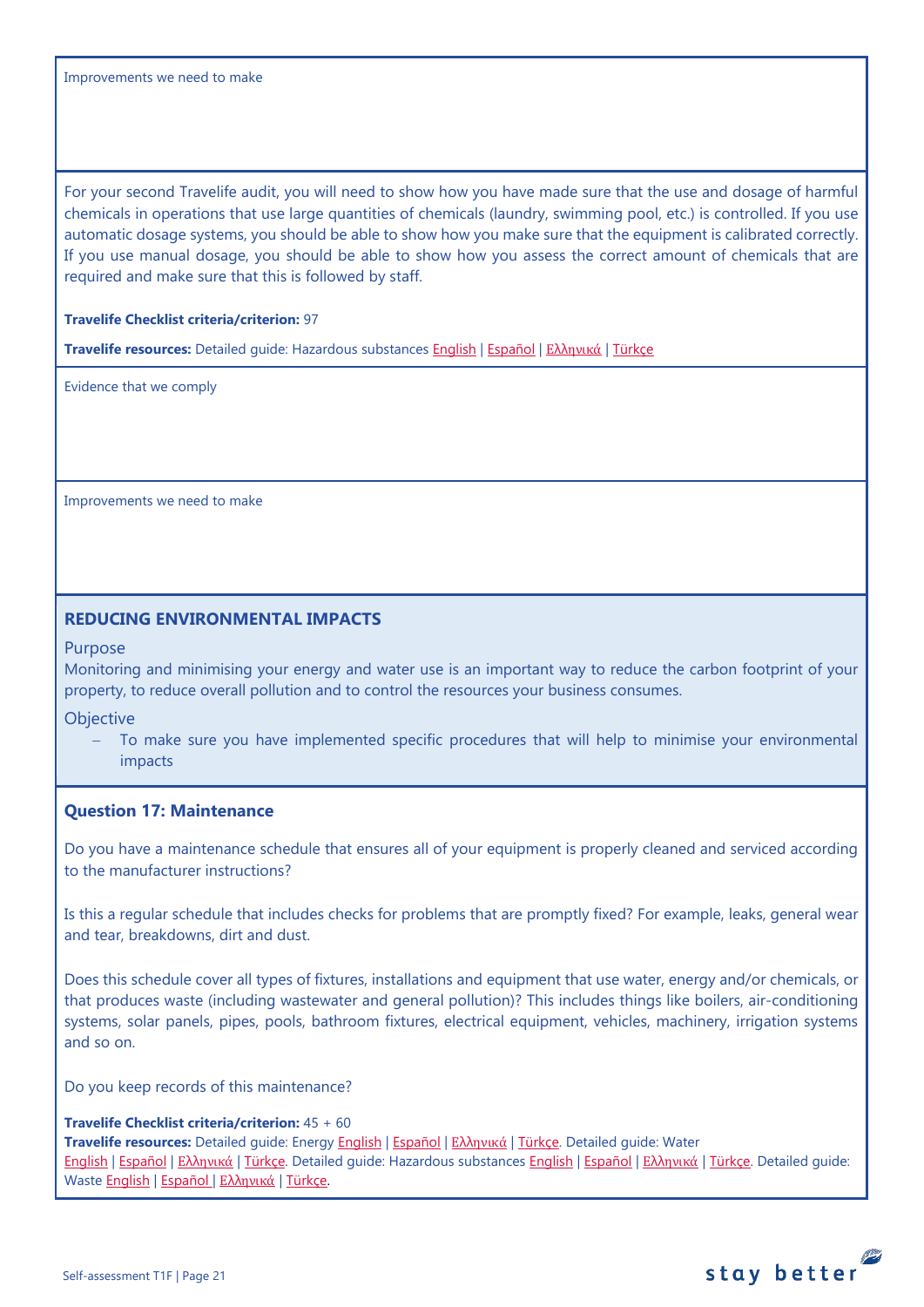Improvements we need to make

For your second Travelife audit, you will need to show how you have made sure that the use and dosage of harmful chemicals in operations that use large quantities of chemicals (laundry, swimming pool, etc.) is controlled. If you use automatic dosage systems, you should be able to show how you make sure that the equipment is calibrated correctly. If you use manual dosage, you should be able to show how you assess the correct amount of chemicals that are required and make sure that this is followed by staff.

**Travelife Checklist criteria/criterion:** 97

**Travelife resources:** Detailed guide: Hazardous substances English | Español | Ελληνικά | Türkçe

Evidence that we comply

Improvements we need to make

## REDUCING ENVIRONMENTAL IMPACTS

Purpose

Monitoring and minimising your energy and water use is an important way to reduce the carbon footprint of your property, to reduce overall pollution and to control the resources your business consumes.

Objective

- To make sure you have implemented specific procedures that will help to minimise your environmental impacts

### Question 17: Maintenance

Do you have a maintenance schedule that ensures all of your equipment is properly cleaned and serviced according to the manufacturer instructions?

Is this a regular schedule that includes checks for problems that are promptly fixed? For example, leaks, general wear and tear, breakdowns, dirt and dust.

Does this schedule cover all types of fixtures, installations and equipment that use water, energy and/or chemicals, or that produces waste (including wastewater and general pollution)? This includes things like boilers, air-conditioning systems, solar panels, pipes, pools, bathroom fixtures, electrical equipment, vehicles, machinery, irrigation systems and so on.

Do you keep records of this maintenance?

**Travelife Checklist criteria/criterion:** 45 + 60

**Travelife resources:** Detailed guide: Energy English | Español | Ελληνικά | Türkçe. Detailed guide: Water English | Español | Ελληνικά | Türkçe. Detailed guide: Hazardous substances English | Español | Ελληνικά | Türkçe. Detailed guide: Waste English | Español | Ελληνικά | Türkçe.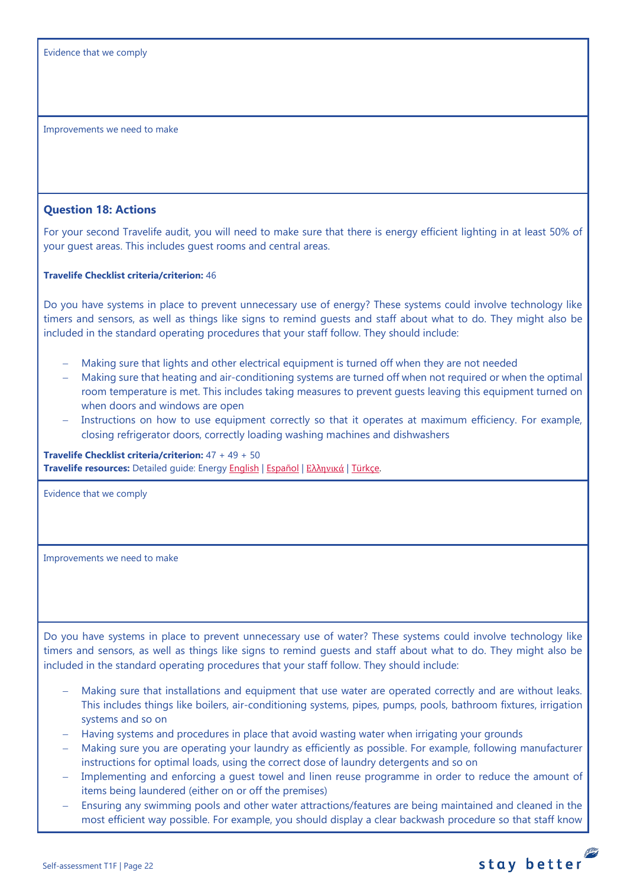Evidence that we comply

Improvements we need to make

### Question 18: Actions

For your second Travelife audit, you will need to make sure that there is energy efficient lighting in at least 50% of your guest areas. This includes guest rooms and central areas.

**Travelife Checklist criteria/criterion:** 46

Do you have systems in place to prevent unnecessary use of energy? These systems could involve technology like timers and sensors, as well as things like signs to remind guests and staff about what to do. They might also be included in the standard operating procedures that your staff follow. They should include:

- Making sure that lights and other electrical equipment is turned off when they are not needed
- Making sure that heating and air-conditioning systems are turned off when not required or when the optimal room temperature is met. This includes taking measures to prevent guests leaving this equipment turned on when doors and windows are open
- Instructions on how to use equipment correctly so that it operates at maximum efficiency. For example, closing refrigerator doors, correctly loading washing machines and dishwashers

**Travelife Checklist criteria/criterion:** 47 + 49 + 50
**Travelife resources:** Detailed guide: Energy English | Español | Ελληνικά | Türkçe.

Evidence that we comply

Improvements we need to make

Do you have systems in place to prevent unnecessary use of water? These systems could involve technology like timers and sensors, as well as things like signs to remind guests and staff about what to do. They might also be included in the standard operating procedures that your staff follow. They should include:

- Making sure that installations and equipment that use water are operated correctly and are without leaks. This includes things like boilers, air-conditioning systems, pipes, pumps, pools, bathroom fixtures, irrigation systems and so on
- Having systems and procedures in place that avoid wasting water when irrigating your grounds
- Making sure you are operating your laundry as efficiently as possible. For example, following manufacturer instructions for optimal loads, using the correct dose of laundry detergents and so on
- Implementing and enforcing a guest towel and linen reuse programme in order to reduce the amount of items being laundered (either on or off the premises)
- Ensuring any swimming pools and other water attractions/features are being maintained and cleaned in the most efficient way possible. For example, you should display a clear backwash procedure so that staff know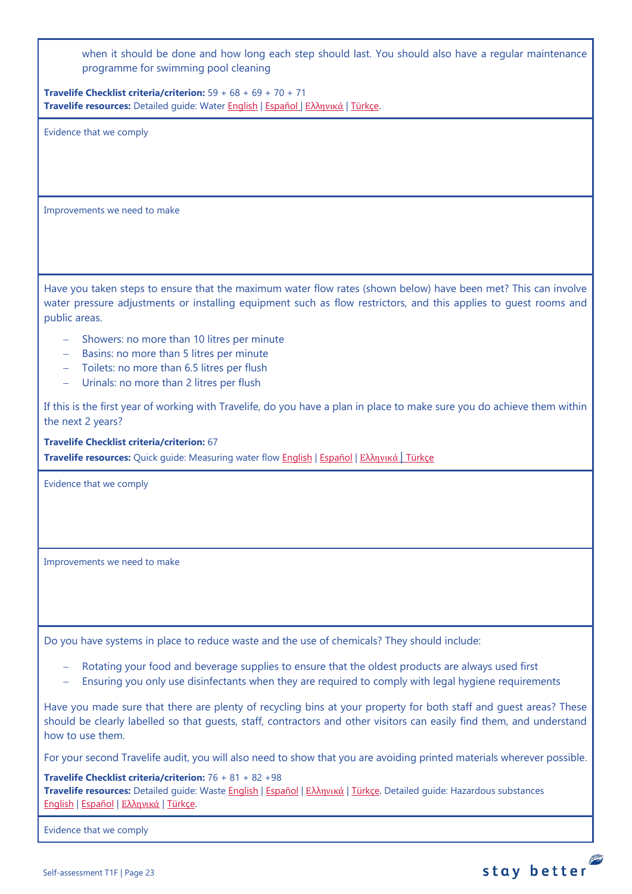when it should be done and how long each step should last. You should also have a regular maintenance programme for swimming pool cleaning

**Travelife Checklist criteria/criterion:** 59 + 68 + 69 + 70 + 71
**Travelife resources:** Detailed guide: Water English | Español | Ελληνικά | Türkçe.

Evidence that we comply

Improvements we need to make

Have you taken steps to ensure that the maximum water flow rates (shown below) have been met? This can involve water pressure adjustments or installing equipment such as flow restrictors, and this applies to guest rooms and public areas.

- Showers: no more than 10 litres per minute
- Basins: no more than 5 litres per minute
- Toilets: no more than 6.5 litres per flush
- Urinals: no more than 2 litres per flush

If this is the first year of working with Travelife, do you have a plan in place to make sure you do achieve them within the next 2 years?

**Travelife Checklist criteria/criterion:** 67
**Travelife resources:** Quick guide: Measuring water flow English | Español | Ελληνικά | Türkçe

Evidence that we comply

Improvements we need to make

Do you have systems in place to reduce waste and the use of chemicals? They should include:

- Rotating your food and beverage supplies to ensure that the oldest products are always used first
- Ensuring you only use disinfectants when they are required to comply with legal hygiene requirements

Have you made sure that there are plenty of recycling bins at your property for both staff and guest areas? These should be clearly labelled so that guests, staff, contractors and other visitors can easily find them, and understand how to use them.

For your second Travelife audit, you will also need to show that you are avoiding printed materials wherever possible.

**Travelife Checklist criteria/criterion:** 76 + 81 + 82 +98
**Travelife resources:** Detailed guide: Waste English | Español | Ελληνικά | Türkçe. Detailed guide: Hazardous substances English | Español | Ελληνικά | Türkçe.

Evidence that we comply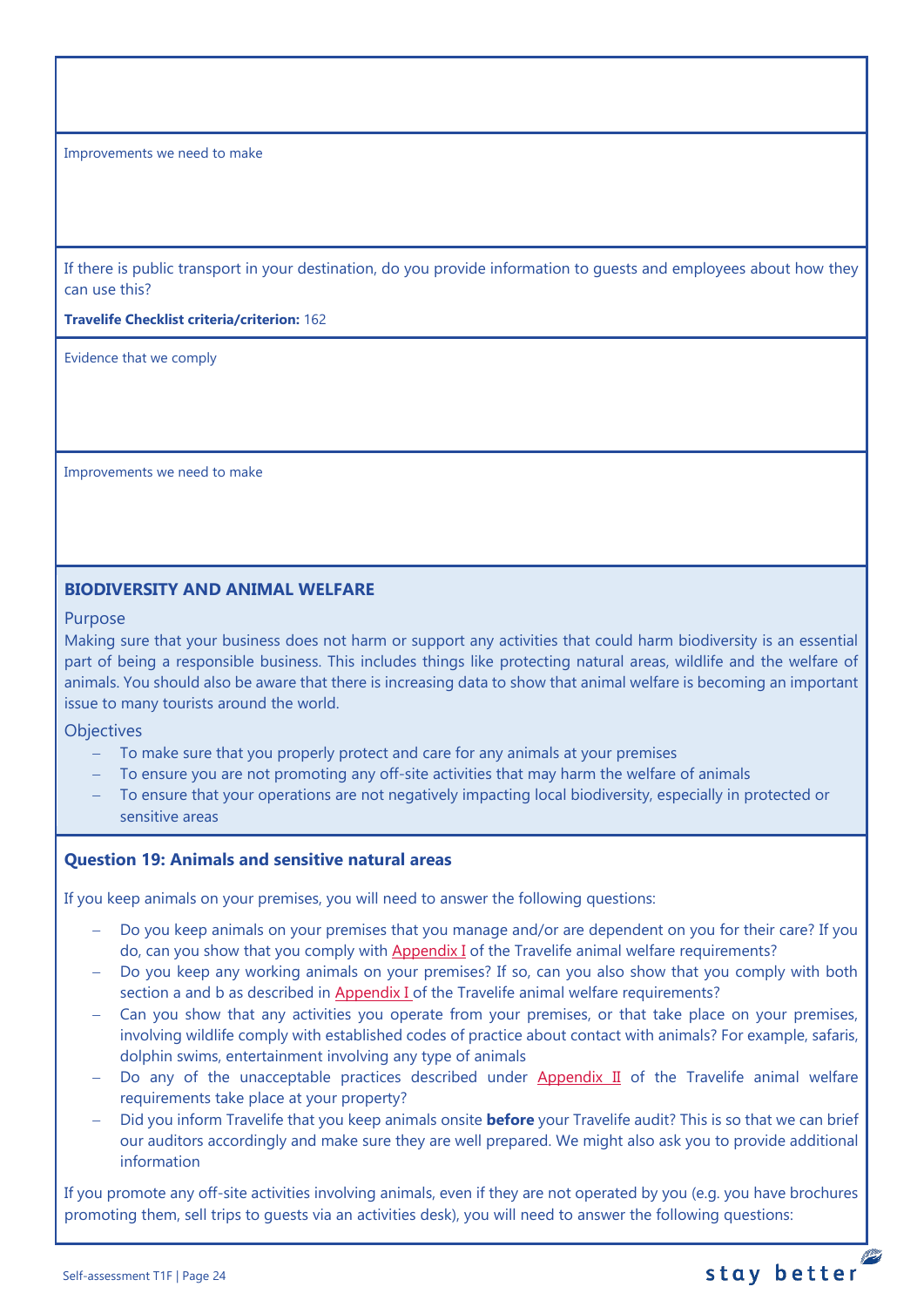Improvements we need to make

If there is public transport in your destination, do you provide information to guests and employees about how they can use this?

**Travelife Checklist criteria/criterion:** 162

Evidence that we comply

Improvements we need to make

## BIODIVERSITY AND ANIMAL WELFARE

### Purpose

Making sure that your business does not harm or support any activities that could harm biodiversity is an essential part of being a responsible business. This includes things like protecting natural areas, wildlife and the welfare of animals. You should also be aware that there is increasing data to show that animal welfare is becoming an important issue to many tourists around the world.

### Objectives

- To make sure that you properly protect and care for any animals at your premises
- To ensure you are not promoting any off-site activities that may harm the welfare of animals
- To ensure that your operations are not negatively impacting local biodiversity, especially in protected or sensitive areas

### Question 19: Animals and sensitive natural areas

If you keep animals on your premises, you will need to answer the following questions:

- Do you keep animals on your premises that you manage and/or are dependent on you for their care? If you do, can you show that you comply with Appendix I of the Travelife animal welfare requirements?
- Do you keep any working animals on your premises? If so, can you also show that you comply with both section a and b as described in Appendix I of the Travelife animal welfare requirements?
- Can you show that any activities you operate from your premises, or that take place on your premises, involving wildlife comply with established codes of practice about contact with animals? For example, safaris, dolphin swims, entertainment involving any type of animals
- Do any of the unacceptable practices described under Appendix II of the Travelife animal welfare requirements take place at your property?
- Did you inform Travelife that you keep animals onsite **before** your Travelife audit? This is so that we can brief our auditors accordingly and make sure they are well prepared. We might also ask you to provide additional information

If you promote any off-site activities involving animals, even if they are not operated by you (e.g. you have brochures promoting them, sell trips to guests via an activities desk), you will need to answer the following questions: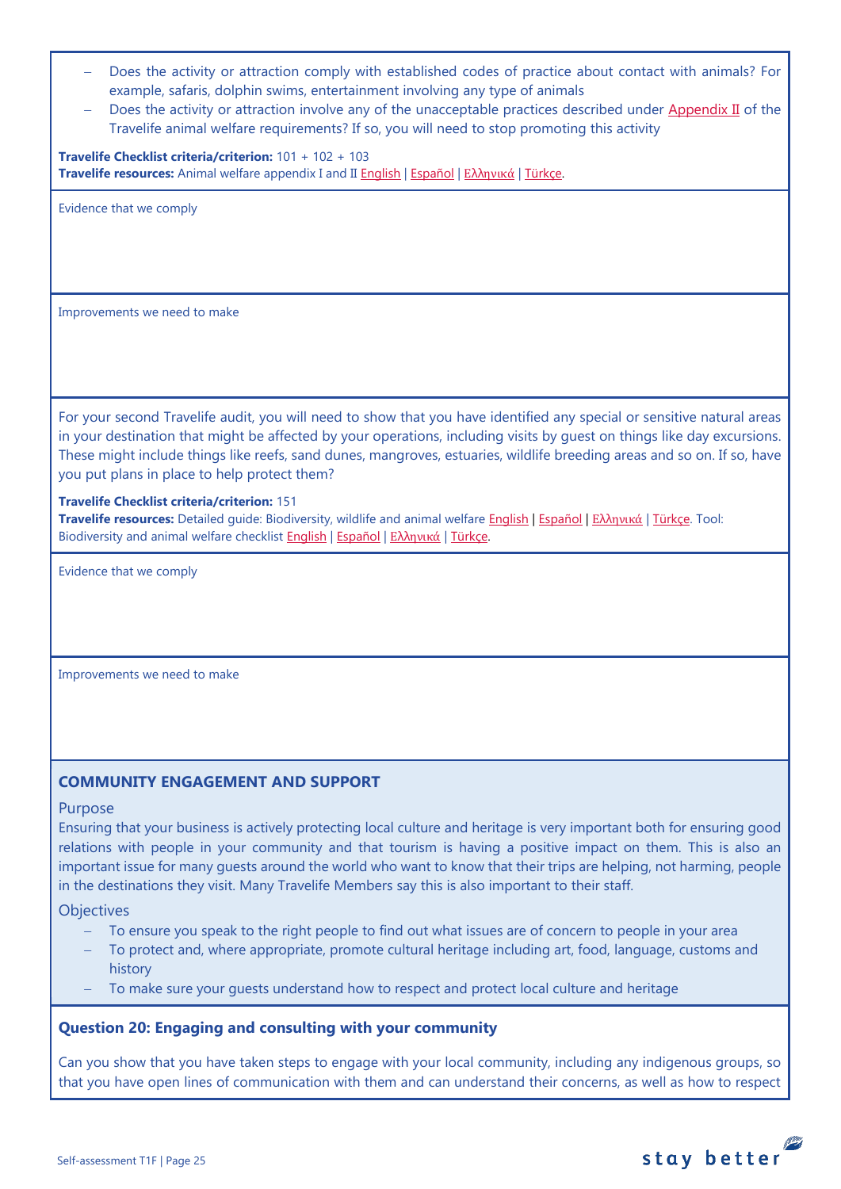- Does the activity or attraction comply with established codes of practice about contact with animals? For example, safaris, dolphin swims, entertainment involving any type of animals
- Does the activity or attraction involve any of the unacceptable practices described under Appendix II of the Travelife animal welfare requirements? If so, you will need to stop promoting this activity

**Travelife Checklist criteria/criterion:** 101 + 102 + 103
**Travelife resources:** Animal welfare appendix I and II English | Español | Ελληνικά | Türkçe.

Evidence that we comply

Improvements we need to make

For your second Travelife audit, you will need to show that you have identified any special or sensitive natural areas in your destination that might be affected by your operations, including visits by guest on things like day excursions. These might include things like reefs, sand dunes, mangroves, estuaries, wildlife breeding areas and so on. If so, have you put plans in place to help protect them?

**Travelife Checklist criteria/criterion:** 151
**Travelife resources:** Detailed guide: Biodiversity, wildlife and animal welfare English | Español | Ελληνικά | Türkçe. Tool: Biodiversity and animal welfare checklist English | Español | Ελληνικά | Türkçe.

Evidence that we comply

Improvements we need to make

## COMMUNITY ENGAGEMENT AND SUPPORT

### Purpose

Ensuring that your business is actively protecting local culture and heritage is very important both for ensuring good relations with people in your community and that tourism is having a positive impact on them. This is also an important issue for many guests around the world who want to know that their trips are helping, not harming, people in the destinations they visit. Many Travelife Members say this is also important to their staff.

### Objectives

- To ensure you speak to the right people to find out what issues are of concern to people in your area
- To protect and, where appropriate, promote cultural heritage including art, food, language, customs and history
- To make sure your guests understand how to respect and protect local culture and heritage

### Question 20: Engaging and consulting with your community

Can you show that you have taken steps to engage with your local community, including any indigenous groups, so that you have open lines of communication with them and can understand their concerns, as well as how to respect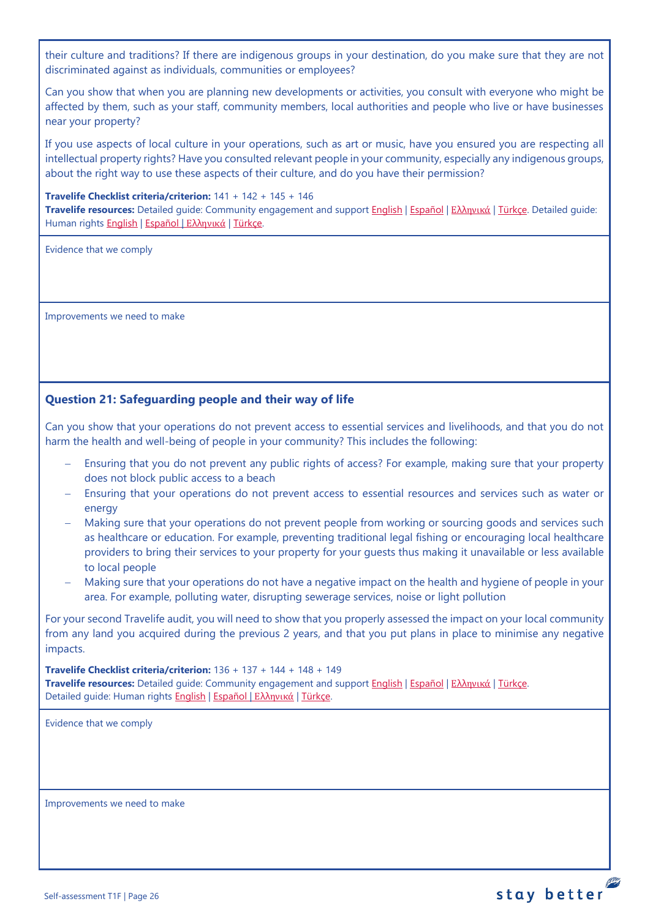their culture and traditions? If there are indigenous groups in your destination, do you make sure that they are not discriminated against as individuals, communities or employees?

Can you show that when you are planning new developments or activities, you consult with everyone who might be affected by them, such as your staff, community members, local authorities and people who live or have businesses near your property?

If you use aspects of local culture in your operations, such as art or music, have you ensured you are respecting all intellectual property rights? Have you consulted relevant people in your community, especially any indigenous groups, about the right way to use these aspects of their culture, and do you have their permission?

**Travelife Checklist criteria/criterion:** 141 + 142 + 145 + 146
**Travelife resources:** Detailed guide: Community engagement and support English | Español | Ελληνικά | Türkçe. Detailed guide: Human rights English | Español | Ελληνικά | Türkçe.

Evidence that we comply

Improvements we need to make

### Question 21: Safeguarding people and their way of life

Can you show that your operations do not prevent access to essential services and livelihoods, and that you do not harm the health and well-being of people in your community? This includes the following:

- Ensuring that you do not prevent any public rights of access? For example, making sure that your property does not block public access to a beach
- Ensuring that your operations do not prevent access to essential resources and services such as water or energy
- Making sure that your operations do not prevent people from working or sourcing goods and services such as healthcare or education. For example, preventing traditional legal fishing or encouraging local healthcare providers to bring their services to your property for your guests thus making it unavailable or less available to local people
- Making sure that your operations do not have a negative impact on the health and hygiene of people in your area. For example, polluting water, disrupting sewerage services, noise or light pollution

For your second Travelife audit, you will need to show that you properly assessed the impact on your local community from any land you acquired during the previous 2 years, and that you put plans in place to minimise any negative impacts.

**Travelife Checklist criteria/criterion:** 136 + 137 + 144 + 148 + 149
**Travelife resources:** Detailed guide: Community engagement and support English | Español | Ελληνικά | Türkçe.
Detailed guide: Human rights English | Español | Ελληνικά | Türkçe.

Evidence that we comply

Improvements we need to make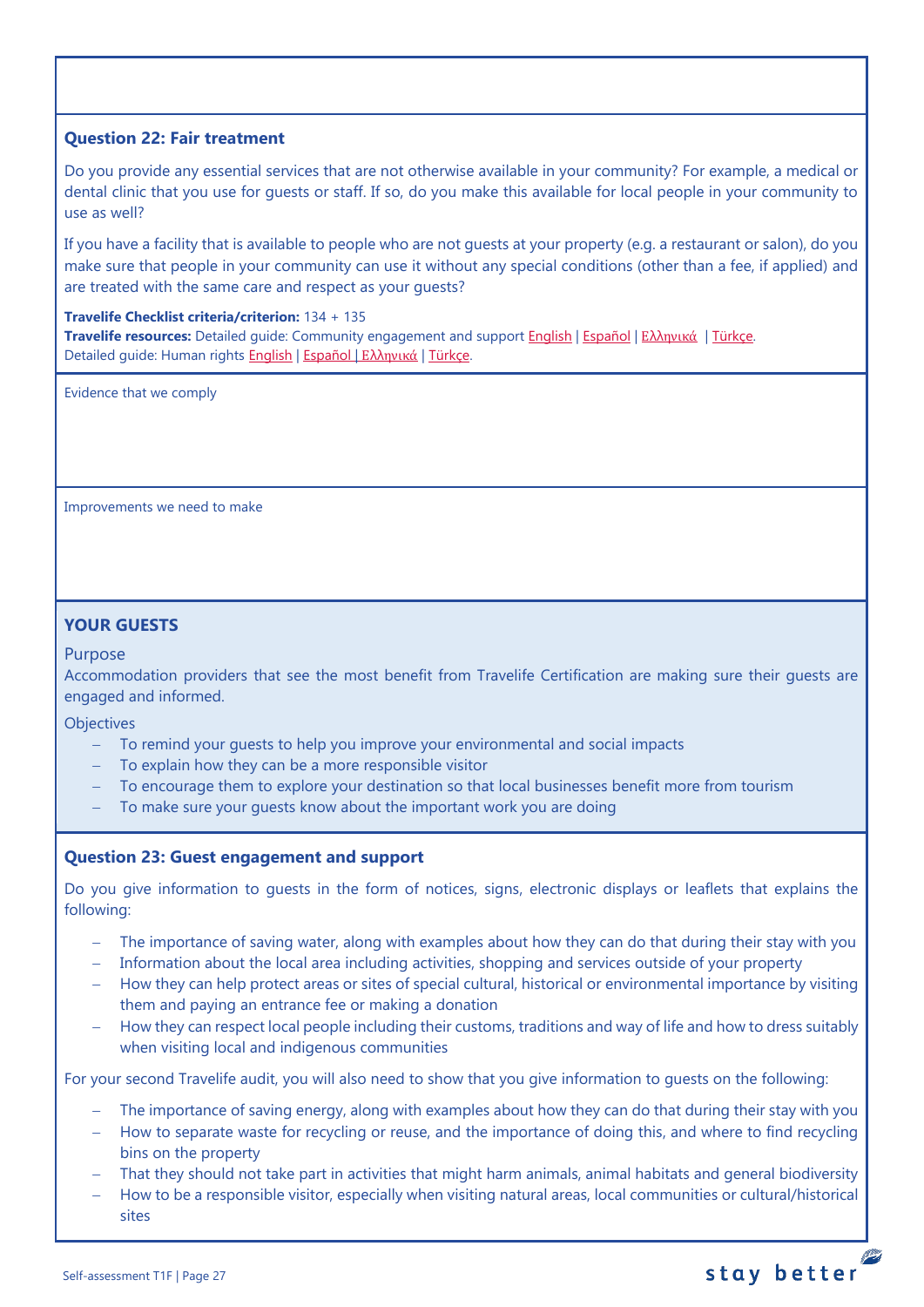### Question 22: Fair treatment

Do you provide any essential services that are not otherwise available in your community? For example, a medical or dental clinic that you use for guests or staff. If so, do you make this available for local people in your community to use as well?

If you have a facility that is available to people who are not guests at your property (e.g. a restaurant or salon), do you make sure that people in your community can use it without any special conditions (other than a fee, if applied) and are treated with the same care and respect as your guests?

**Travelife Checklist criteria/criterion:** 134 + 135
**Travelife resources:** Detailed guide: Community engagement and support English | Español | Ελληνικά | Türkçe.
Detailed guide: Human rights English | Español | Ελληνικά | Türkçe.

Evidence that we comply

Improvements we need to make

## YOUR GUESTS

Purpose

Accommodation providers that see the most benefit from Travelife Certification are making sure their guests are engaged and informed.

Objectives

- To remind your guests to help you improve your environmental and social impacts
- To explain how they can be a more responsible visitor
- To encourage them to explore your destination so that local businesses benefit more from tourism
- To make sure your guests know about the important work you are doing

### Question 23: Guest engagement and support

Do you give information to guests in the form of notices, signs, electronic displays or leaflets that explains the following:

- The importance of saving water, along with examples about how they can do that during their stay with you
- Information about the local area including activities, shopping and services outside of your property
- How they can help protect areas or sites of special cultural, historical or environmental importance by visiting them and paying an entrance fee or making a donation
- How they can respect local people including their customs, traditions and way of life and how to dress suitably when visiting local and indigenous communities

For your second Travelife audit, you will also need to show that you give information to guests on the following:

- The importance of saving energy, along with examples about how they can do that during their stay with you
- How to separate waste for recycling or reuse, and the importance of doing this, and where to find recycling bins on the property
- That they should not take part in activities that might harm animals, animal habitats and general biodiversity
- How to be a responsible visitor, especially when visiting natural areas, local communities or cultural/historical sites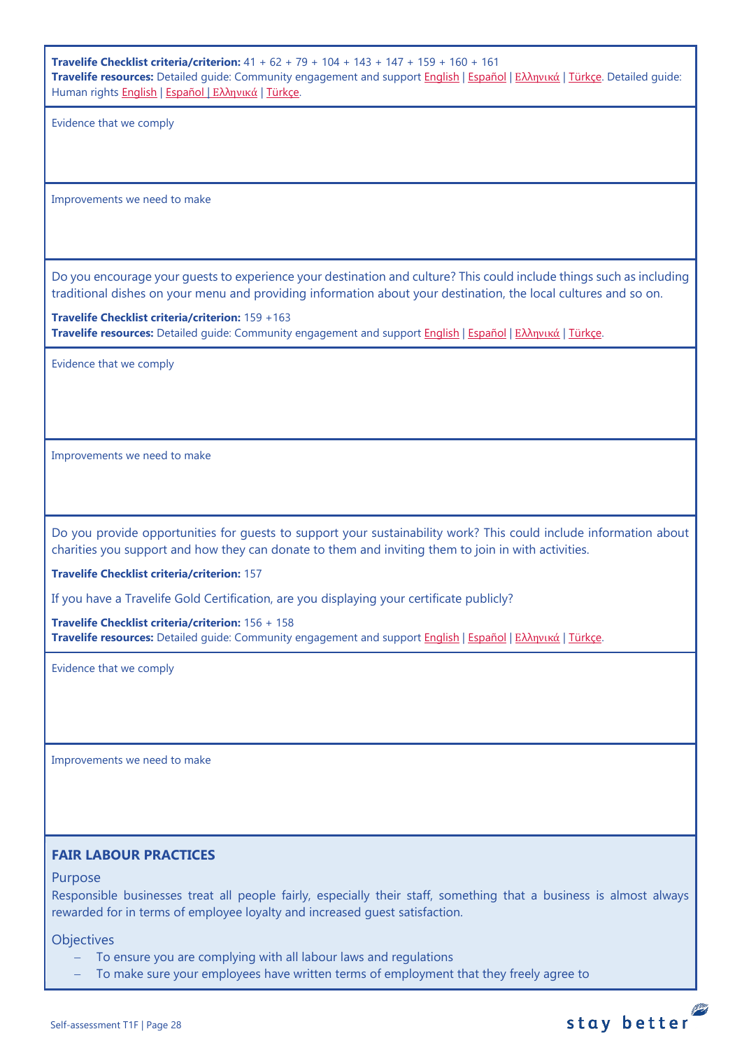**Travelife Checklist criteria/criterion:** 41 + 62 + 79 + 104 + 143 + 147 + 159 + 160 + 161
**Travelife resources:** Detailed guide: Community engagement and support English | Español | Ελληνικά | Türkçe. Detailed guide: Human rights English | Español | Ελληνικά | Türkçe.

Evidence that we comply

Improvements we need to make

Do you encourage your guests to experience your destination and culture? This could include things such as including traditional dishes on your menu and providing information about your destination, the local cultures and so on.

**Travelife Checklist criteria/criterion:** 159 +163
**Travelife resources:** Detailed guide: Community engagement and support English | Español | Ελληνικά | Türkçe.

Evidence that we comply

Improvements we need to make

Do you provide opportunities for guests to support your sustainability work? This could include information about charities you support and how they can donate to them and inviting them to join in with activities.

**Travelife Checklist criteria/criterion:** 157

If you have a Travelife Gold Certification, are you displaying your certificate publicly?

**Travelife Checklist criteria/criterion:** 156 + 158
**Travelife resources:** Detailed guide: Community engagement and support English | Español | Ελληνικά | Türkçe.

Evidence that we comply

Improvements we need to make

## FAIR LABOUR PRACTICES

### Purpose

Responsible businesses treat all people fairly, especially their staff, something that a business is almost always rewarded for in terms of employee loyalty and increased guest satisfaction.

### Objectives

- To ensure you are complying with all labour laws and regulations
- To make sure your employees have written terms of employment that they freely agree to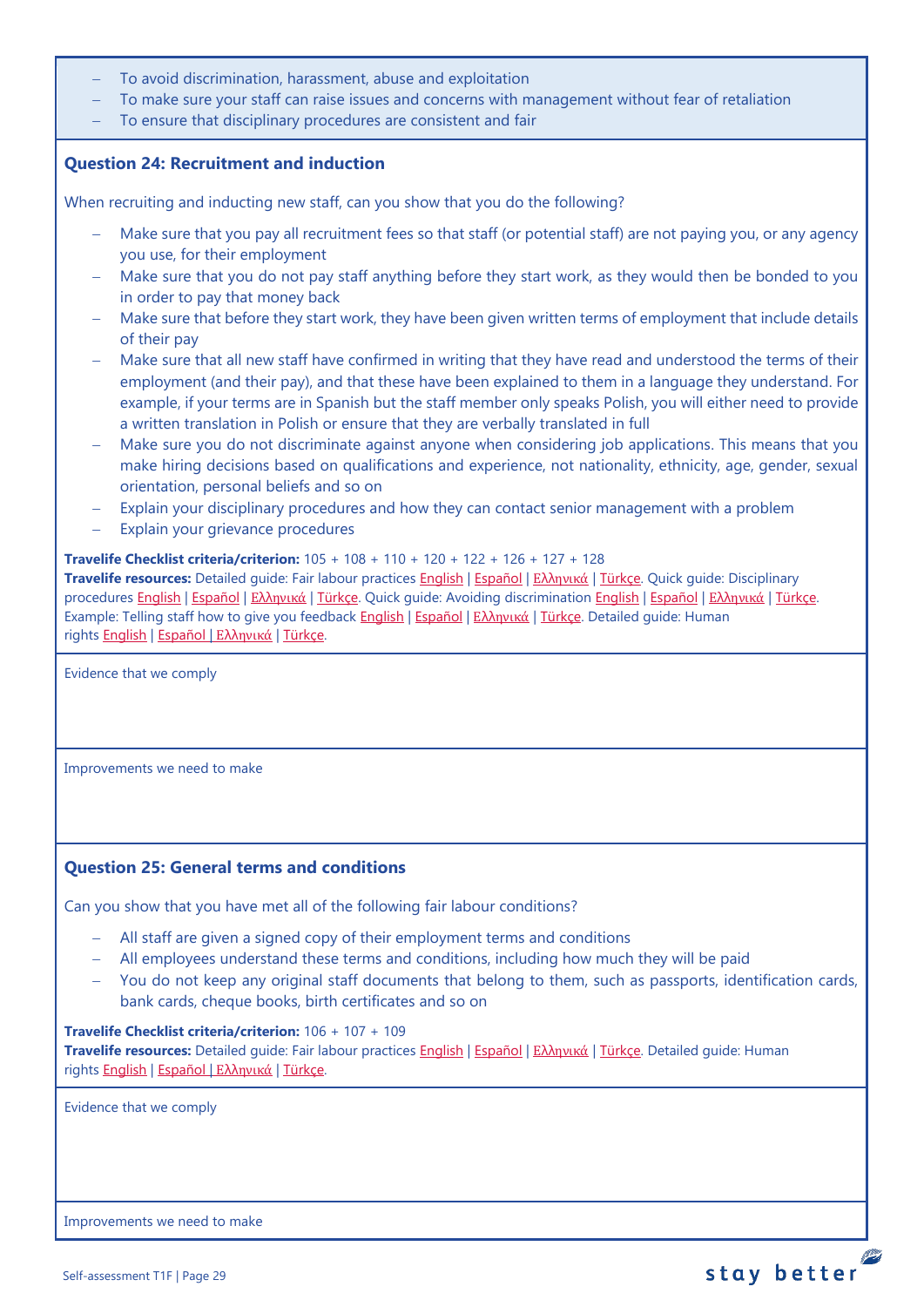- To avoid discrimination, harassment, abuse and exploitation
- To make sure your staff can raise issues and concerns with management without fear of retaliation
- To ensure that disciplinary procedures are consistent and fair

### Question 24: Recruitment and induction

When recruiting and inducting new staff, can you show that you do the following?

- Make sure that you pay all recruitment fees so that staff (or potential staff) are not paying you, or any agency you use, for their employment
- Make sure that you do not pay staff anything before they start work, as they would then be bonded to you in order to pay that money back
- Make sure that before they start work, they have been given written terms of employment that include details of their pay
- Make sure that all new staff have confirmed in writing that they have read and understood the terms of their employment (and their pay), and that these have been explained to them in a language they understand. For example, if your terms are in Spanish but the staff member only speaks Polish, you will either need to provide a written translation in Polish or ensure that they are verbally translated in full
- Make sure you do not discriminate against anyone when considering job applications. This means that you make hiring decisions based on qualifications and experience, not nationality, ethnicity, age, gender, sexual orientation, personal beliefs and so on
- Explain your disciplinary procedures and how they can contact senior management with a problem
- Explain your grievance procedures

**Travelife Checklist criteria/criterion:** 105 + 108 + 110 + 120 + 122 + 126 + 127 + 128
**Travelife resources:** Detailed guide: Fair labour practices English | Español | Ελληνικά | Türkçe. Quick guide: Disciplinary procedures English | Español | Ελληνικά | Türkçe. Quick guide: Avoiding discrimination English | Español | Ελληνικά | Türkçe. Example: Telling staff how to give you feedback English | Español | Ελληνικά | Türkçe. Detailed guide: Human rights English | Español | Ελληνικά | Türkçe.

Evidence that we comply

Improvements we need to make

### Question 25: General terms and conditions

Can you show that you have met all of the following fair labour conditions?

- All staff are given a signed copy of their employment terms and conditions
- All employees understand these terms and conditions, including how much they will be paid
- You do not keep any original staff documents that belong to them, such as passports, identification cards, bank cards, cheque books, birth certificates and so on

**Travelife Checklist criteria/criterion:** 106 + 107 + 109
**Travelife resources:** Detailed guide: Fair labour practices English | Español | Ελληνικά | Türkçe. Detailed guide: Human rights English | Español | Ελληνικά | Türkçe.

Evidence that we comply

Improvements we need to make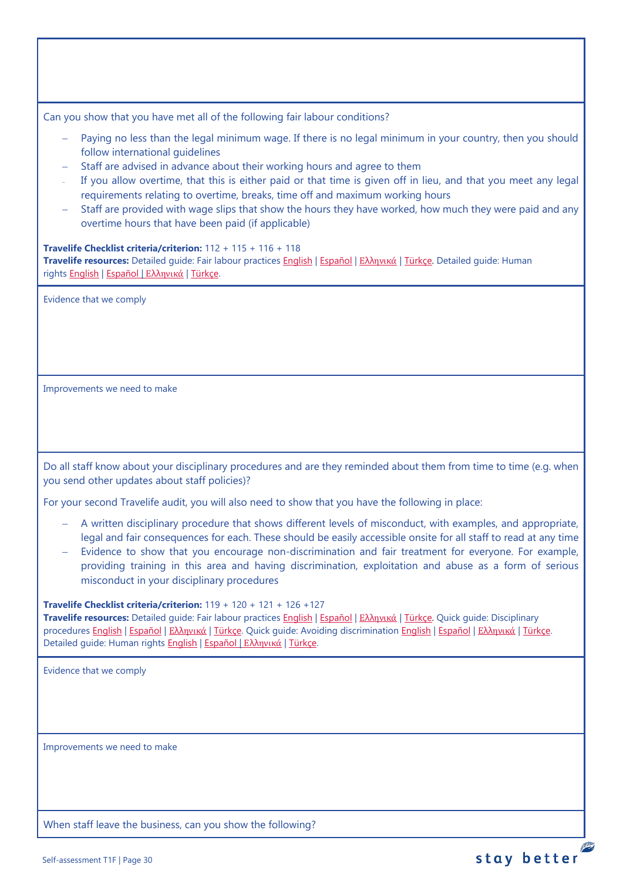Can you show that you have met all of the following fair labour conditions?

- Paying no less than the legal minimum wage. If there is no legal minimum in your country, then you should follow international guidelines
- Staff are advised in advance about their working hours and agree to them
- If you allow overtime, that this is either paid or that time is given off in lieu, and that you meet any legal requirements relating to overtime, breaks, time off and maximum working hours
- Staff are provided with wage slips that show the hours they have worked, how much they were paid and any overtime hours that have been paid (if applicable)

**Travelife Checklist criteria/criterion:** 112 + 115 + 116 + 118
**Travelife resources:** Detailed guide: Fair labour practices English | Español | Ελληνικά | Türkçe. Detailed guide: Human rights English | Español | Ελληνικά | Türkçe.

Evidence that we comply

Improvements we need to make

Do all staff know about your disciplinary procedures and are they reminded about them from time to time (e.g. when you send other updates about staff policies)?

For your second Travelife audit, you will also need to show that you have the following in place:

- A written disciplinary procedure that shows different levels of misconduct, with examples, and appropriate, legal and fair consequences for each. These should be easily accessible onsite for all staff to read at any time
- Evidence to show that you encourage non-discrimination and fair treatment for everyone. For example, providing training in this area and having discrimination, exploitation and abuse as a form of serious misconduct in your disciplinary procedures

**Travelife Checklist criteria/criterion:** 119 + 120 + 121 + 126 +127
**Travelife resources:** Detailed guide: Fair labour practices English | Español | Ελληνικά | Türkçe. Quick guide: Disciplinary procedures English | Español | Ελληνικά | Türkçe. Quick guide: Avoiding discrimination English | Español | Ελληνικά | Türkçe. Detailed guide: Human rights English | Español | Ελληνικά | Türkçe.

Evidence that we comply

Improvements we need to make

When staff leave the business, can you show the following?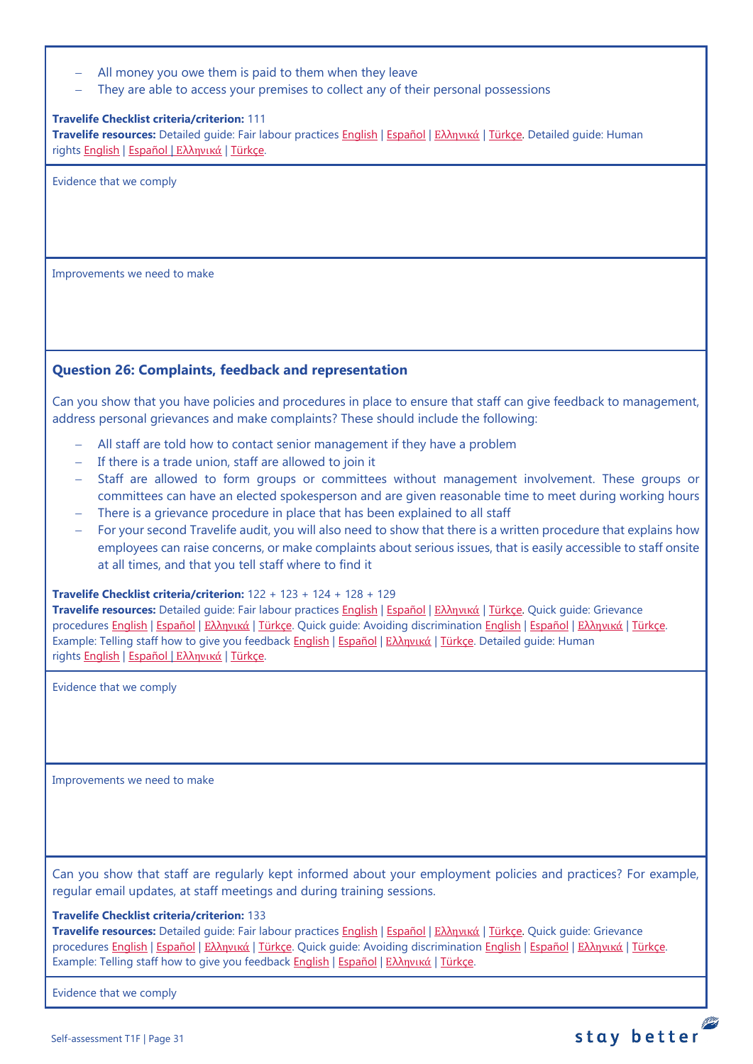- All money you owe them is paid to them when they leave
- They are able to access your premises to collect any of their personal possessions

**Travelife Checklist criteria/criterion:** 111
**Travelife resources:** Detailed guide: Fair labour practices English | Español | Ελληνικά | Türkçe. Detailed guide: Human rights English | Español | Ελληνικά | Türkçe.

Evidence that we comply

Improvements we need to make

### Question 26: Complaints, feedback and representation

Can you show that you have policies and procedures in place to ensure that staff can give feedback to management, address personal grievances and make complaints? These should include the following:

- All staff are told how to contact senior management if they have a problem
- If there is a trade union, staff are allowed to join it
- Staff are allowed to form groups or committees without management involvement. These groups or committees can have an elected spokesperson and are given reasonable time to meet during working hours
- There is a grievance procedure in place that has been explained to all staff
- For your second Travelife audit, you will also need to show that there is a written procedure that explains how employees can raise concerns, or make complaints about serious issues, that is easily accessible to staff onsite at all times, and that you tell staff where to find it

**Travelife Checklist criteria/criterion:** 122 + 123 + 124 + 128 + 129
**Travelife resources:** Detailed guide: Fair labour practices English | Español | Ελληνικά | Türkçe. Quick guide: Grievance procedures English | Español | Ελληνικά | Türkçe. Quick guide: Avoiding discrimination English | Español | Ελληνικά | Türkçe. Example: Telling staff how to give you feedback English | Español | Ελληνικά | Türkçe. Detailed guide: Human rights English | Español | Ελληνικά | Türkçe.

Evidence that we comply

Improvements we need to make

Can you show that staff are regularly kept informed about your employment policies and practices? For example, regular email updates, at staff meetings and during training sessions.

**Travelife Checklist criteria/criterion:** 133
**Travelife resources:** Detailed guide: Fair labour practices English | Español | Ελληνικά | Türkçe. Quick guide: Grievance procedures English | Español | Ελληνικά | Türkçe. Quick guide: Avoiding discrimination English | Español | Ελληνικά | Türkçe. Example: Telling staff how to give you feedback English | Español | Ελληνικά | Türkçe.

Evidence that we comply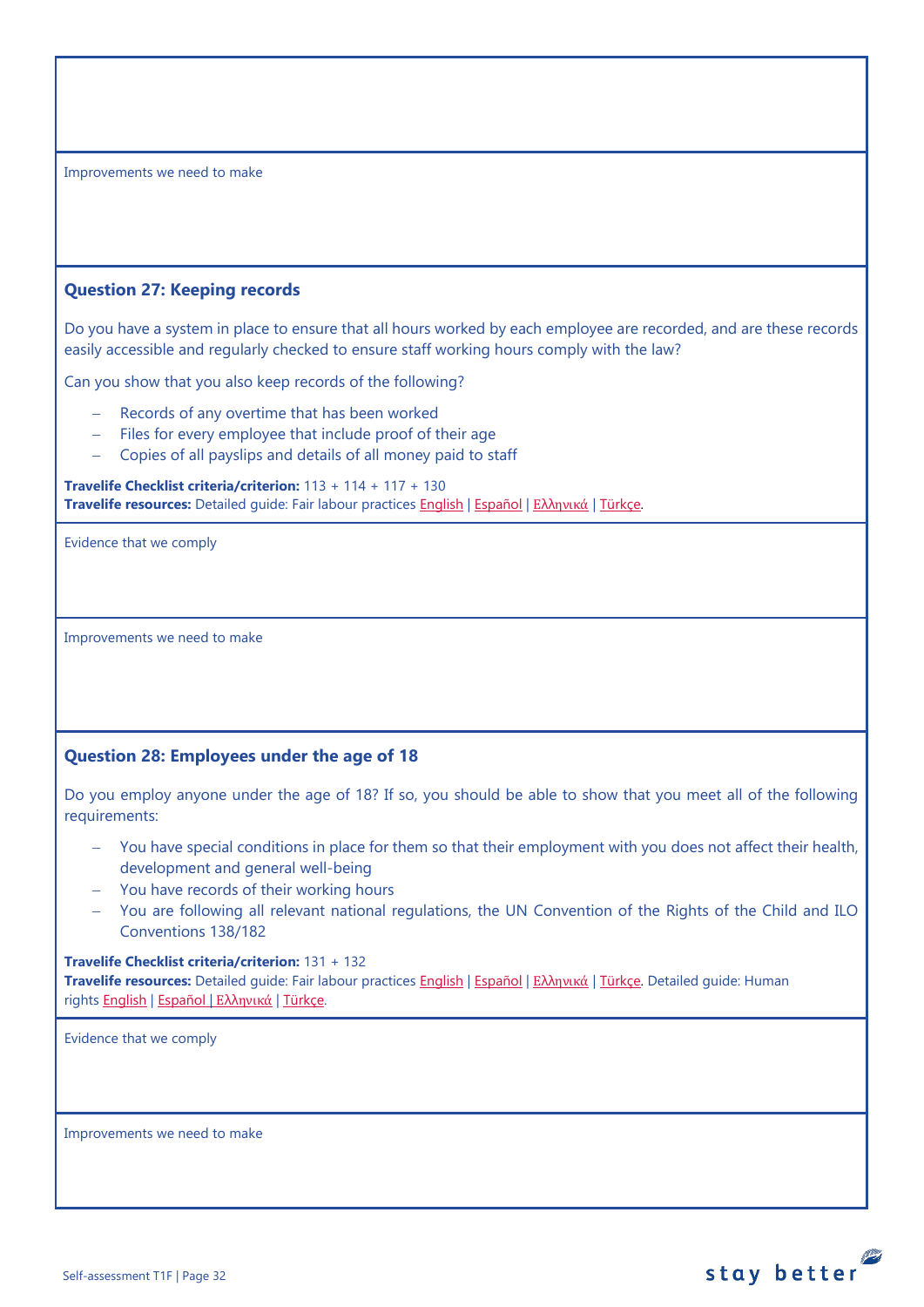Improvements we need to make

### Question 27: Keeping records

Do you have a system in place to ensure that all hours worked by each employee are recorded, and are these records easily accessible and regularly checked to ensure staff working hours comply with the law?

Can you show that you also keep records of the following?

- Records of any overtime that has been worked
- Files for every employee that include proof of their age
- Copies of all payslips and details of all money paid to staff

**Travelife Checklist criteria/criterion:** 113 + 114 + 117 + 130
**Travelife resources:** Detailed guide: Fair labour practices English | Español | Ελληνικά | Türkçe.

Evidence that we comply

Improvements we need to make

### Question 28: Employees under the age of 18

Do you employ anyone under the age of 18? If so, you should be able to show that you meet all of the following requirements:

- You have special conditions in place for them so that their employment with you does not affect their health, development and general well-being
- You have records of their working hours
- You are following all relevant national regulations, the UN Convention of the Rights of the Child and ILO Conventions 138/182

**Travelife Checklist criteria/criterion:** 131 + 132
**Travelife resources:** Detailed guide: Fair labour practices English | Español | Ελληνικά | Türkçe. Detailed guide: Human rights English | Español | Ελληνικά | Türkçe.

Evidence that we comply

Improvements we need to make